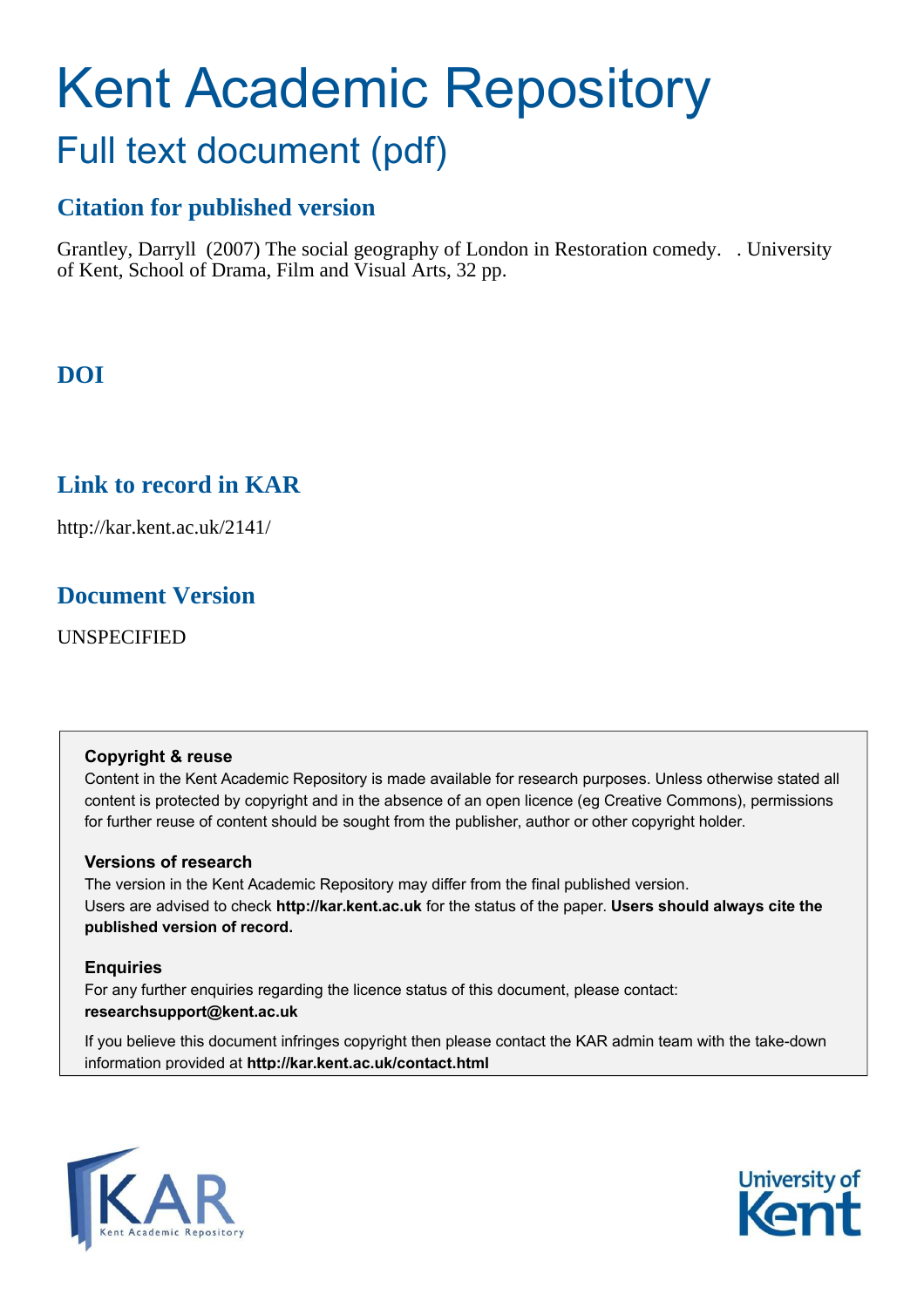# Kent Academic Repository

## Full text document (pdf)

### Citation for published version

Grantley, Darryll (2007) The social geography of London in Restoration comedy. . University of Kent, School of Drama, Film and Visual Arts, 32 pp.

### DOI

### Link to record in KAR

http://kar.kent.ac.uk/2141/

### Document Version

UNSPECIFIED

**Copyright & reuse**

Content in the Kent Academic Repository is made available for research purposes. Unless otherwise stated all content is protected by copyright and in the absence of an open licence (eg Creative Commons), permissions for further reuse of content should be sought from the publisher, author or other copyright holder.

**Versions of research**

The version in the Kent Academic Repository may differ from the final published version. Users are advised to check **http://kar.kent.ac.uk** for the status of the paper. **Users should always cite the published version of record.**

**Enquiries**

For any further enquiries regarding the licence status of this document, please contact: **researchsupport@kent.ac.uk**

If you believe this document infringes copyright then please contact the KAR admin team with the take-down information provided at **http://kar.kent.ac.uk/contact.html**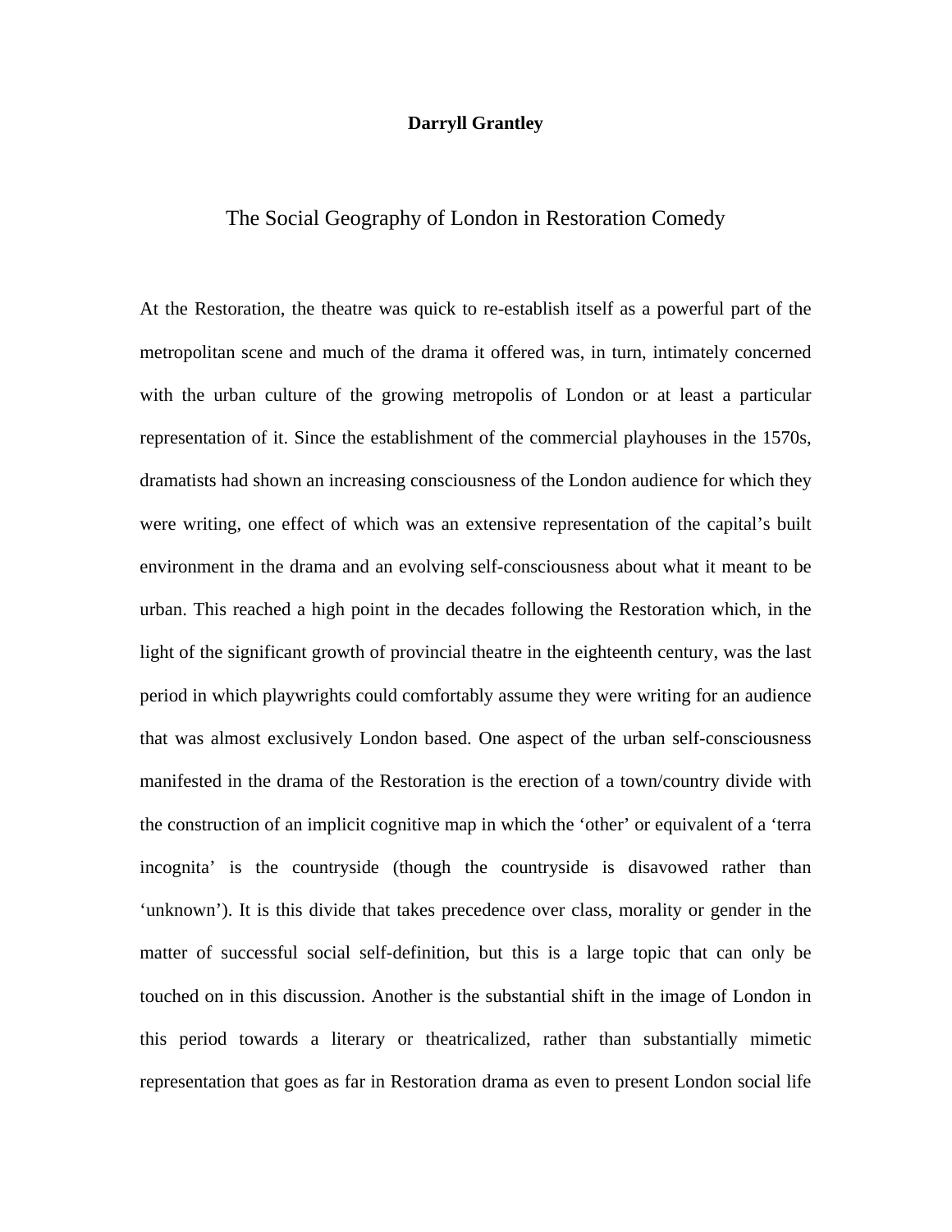**Darryll Grantley**

# The Social Geography of London in Restoration Comedy

At the Restoration, the theatre was quick to re-establish itself as a powerful part of the metropolitan scene and much of the drama it offered was, in turn, intimately concerned with the urban culture of the growing metropolis of London or at least a particular representation of it. Since the establishment of the commercial playhouses in the 1570s, dramatists had shown an increasing consciousness of the London audience for which they were writing, one effect of which was an extensive representation of the capital's built environment in the drama and an evolving self-consciousness about what it meant to be urban. This reached a high point in the decades following the Restoration which, in the light of the significant growth of provincial theatre in the eighteenth century, was the last period in which playwrights could comfortably assume they were writing for an audience that was almost exclusively London based. One aspect of the urban self-consciousness manifested in the drama of the Restoration is the erection of a town/country divide with the construction of an implicit cognitive map in which the 'other' or equivalent of a 'terra incognita' is the countryside (though the countryside is disavowed rather than 'unknown'). It is this divide that takes precedence over class, morality or gender in the matter of successful social self-definition, but this is a large topic that can only be touched on in this discussion. Another is the substantial shift in the image of London in this period towards a literary or theatricalized, rather than substantially mimetic representation that goes as far in Restoration drama as even to present London social life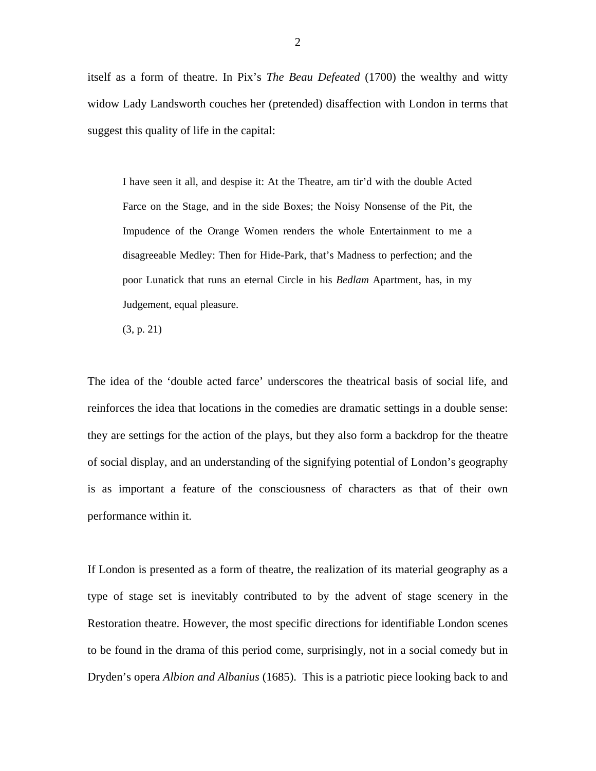itself as a form of theatre. In Pix's *The Beau Defeated* (1700) the wealthy and witty widow Lady Landsworth couches her (pretended) disaffection with London in terms that suggest this quality of life in the capital:

> I have seen it all, and despise it: At the Theatre, am tir'd with the double Acted Farce on the Stage, and in the side Boxes; the Noisy Nonsense of the Pit, the Impudence of the Orange Women renders the whole Entertainment to me a disagreeable Medley: Then for Hide-Park, that's Madness to perfection; and the poor Lunatick that runs an eternal Circle in his *Bedlam* Apartment, has, in my Judgement, equal pleasure.
>
> (3, p. 21)

The idea of the 'double acted farce' underscores the theatrical basis of social life, and reinforces the idea that locations in the comedies are dramatic settings in a double sense: they are settings for the action of the plays, but they also form a backdrop for the theatre of social display, and an understanding of the signifying potential of London's geography is as important a feature of the consciousness of characters as that of their own performance within it.

If London is presented as a form of theatre, the realization of its material geography as a type of stage set is inevitably contributed to by the advent of stage scenery in the Restoration theatre. However, the most specific directions for identifiable London scenes to be found in the drama of this period come, surprisingly, not in a social comedy but in Dryden's opera *Albion and Albanius* (1685). This is a patriotic piece looking back to and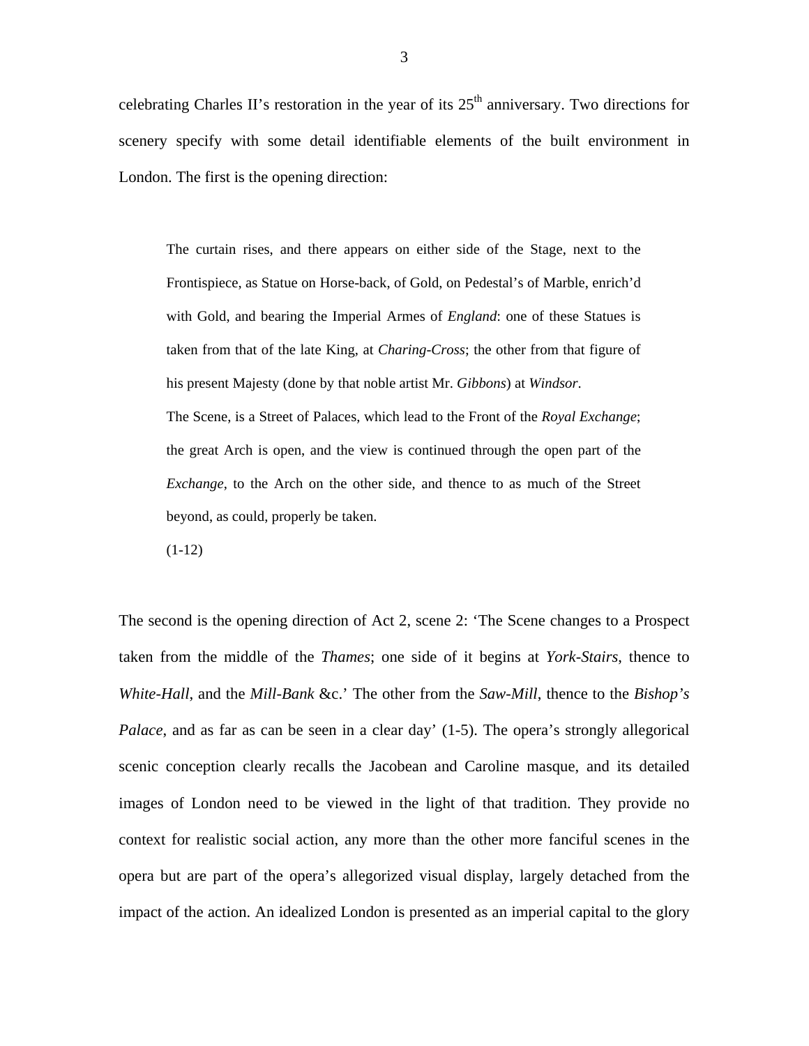celebrating Charles II's restoration in the year of its 25th anniversary. Two directions for scenery specify with some detail identifiable elements of the built environment in London. The first is the opening direction:

> The curtain rises, and there appears on either side of the Stage, next to the Frontispiece, as Statue on Horse-back, of Gold, on Pedestal's of Marble, enrich'd with Gold, and bearing the Imperial Armes of *England*: one of these Statues is taken from that of the late King, at *Charing-Cross*; the other from that figure of his present Majesty (done by that noble artist Mr. *Gibbons*) at *Windsor*.
>
> The Scene, is a Street of Palaces, which lead to the Front of the *Royal Exchange*; the great Arch is open, and the view is continued through the open part of the *Exchange*, to the Arch on the other side, and thence to as much of the Street beyond, as could, properly be taken.
>
> (1-12)

The second is the opening direction of Act 2, scene 2: 'The Scene changes to a Prospect taken from the middle of the *Thames*; one side of it begins at *York-Stairs*, thence to *White-Hall*, and the *Mill-Bank* &c.' The other from the *Saw-Mill*, thence to the *Bishop's Palace*, and as far as can be seen in a clear day' (1-5). The opera's strongly allegorical scenic conception clearly recalls the Jacobean and Caroline masque, and its detailed images of London need to be viewed in the light of that tradition. They provide no context for realistic social action, any more than the other more fanciful scenes in the opera but are part of the opera's allegorized visual display, largely detached from the impact of the action. An idealized London is presented as an imperial capital to the glory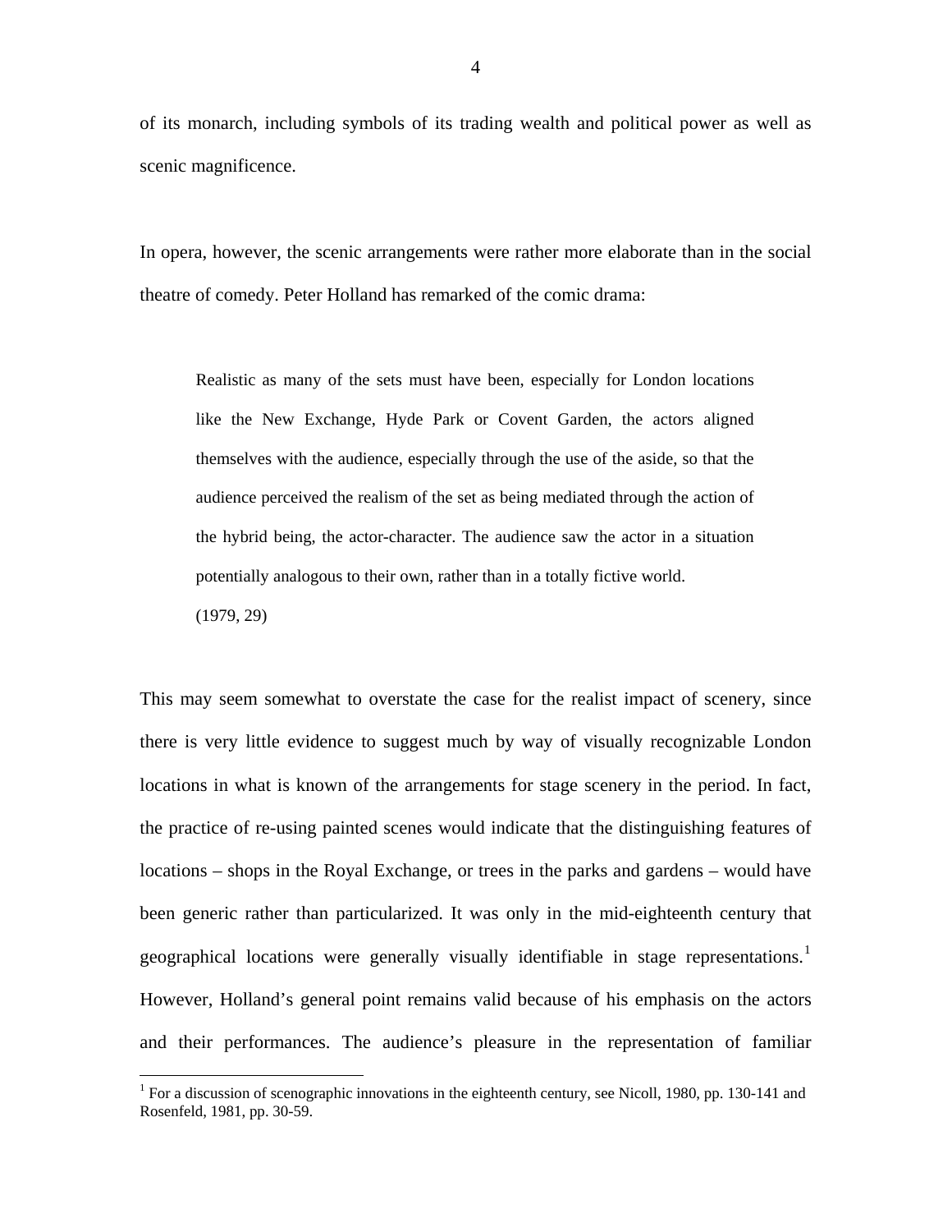of its monarch, including symbols of its trading wealth and political power as well as scenic magnificence.

In opera, however, the scenic arrangements were rather more elaborate than in the social theatre of comedy. Peter Holland has remarked of the comic drama:

> Realistic as many of the sets must have been, especially for London locations like the New Exchange, Hyde Park or Covent Garden, the actors aligned themselves with the audience, especially through the use of the aside, so that the audience perceived the realism of the set as being mediated through the action of the hybrid being, the actor-character. The audience saw the actor in a situation potentially analogous to their own, rather than in a totally fictive world.
>
> (1979, 29)

This may seem somewhat to overstate the case for the realist impact of scenery, since there is very little evidence to suggest much by way of visually recognizable London locations in what is known of the arrangements for stage scenery in the period. In fact, the practice of re-using painted scenes would indicate that the distinguishing features of locations – shops in the Royal Exchange, or trees in the parks and gardens – would have been generic rather than particularized. It was only in the mid-eighteenth century that geographical locations were generally visually identifiable in stage representations.[1] However, Holland's general point remains valid because of his emphasis on the actors and their performances. The audience's pleasure in the representation of familiar

[1] For a discussion of scenographic innovations in the eighteenth century, see Nicoll, 1980, pp. 130-141 and Rosenfeld, 1981, pp. 30-59.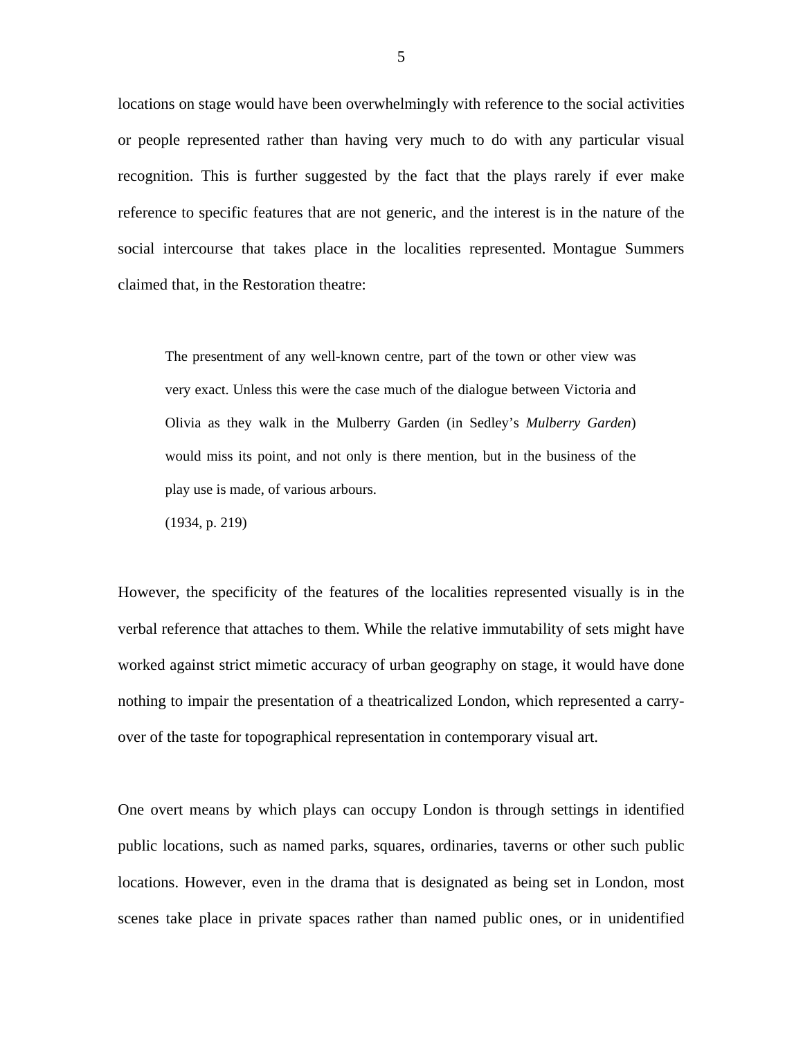locations on stage would have been overwhelmingly with reference to the social activities or people represented rather than having very much to do with any particular visual recognition. This is further suggested by the fact that the plays rarely if ever make reference to specific features that are not generic, and the interest is in the nature of the social intercourse that takes place in the localities represented. Montague Summers claimed that, in the Restoration theatre:

> The presentment of any well-known centre, part of the town or other view was very exact. Unless this were the case much of the dialogue between Victoria and Olivia as they walk in the Mulberry Garden (in Sedley's *Mulberry Garden*) would miss its point, and not only is there mention, but in the business of the play use is made, of various arbours.
>
> (1934, p. 219)

However, the specificity of the features of the localities represented visually is in the verbal reference that attaches to them. While the relative immutability of sets might have worked against strict mimetic accuracy of urban geography on stage, it would have done nothing to impair the presentation of a theatricalized London, which represented a carry-over of the taste for topographical representation in contemporary visual art.

One overt means by which plays can occupy London is through settings in identified public locations, such as named parks, squares, ordinaries, taverns or other such public locations. However, even in the drama that is designated as being set in London, most scenes take place in private spaces rather than named public ones, or in unidentified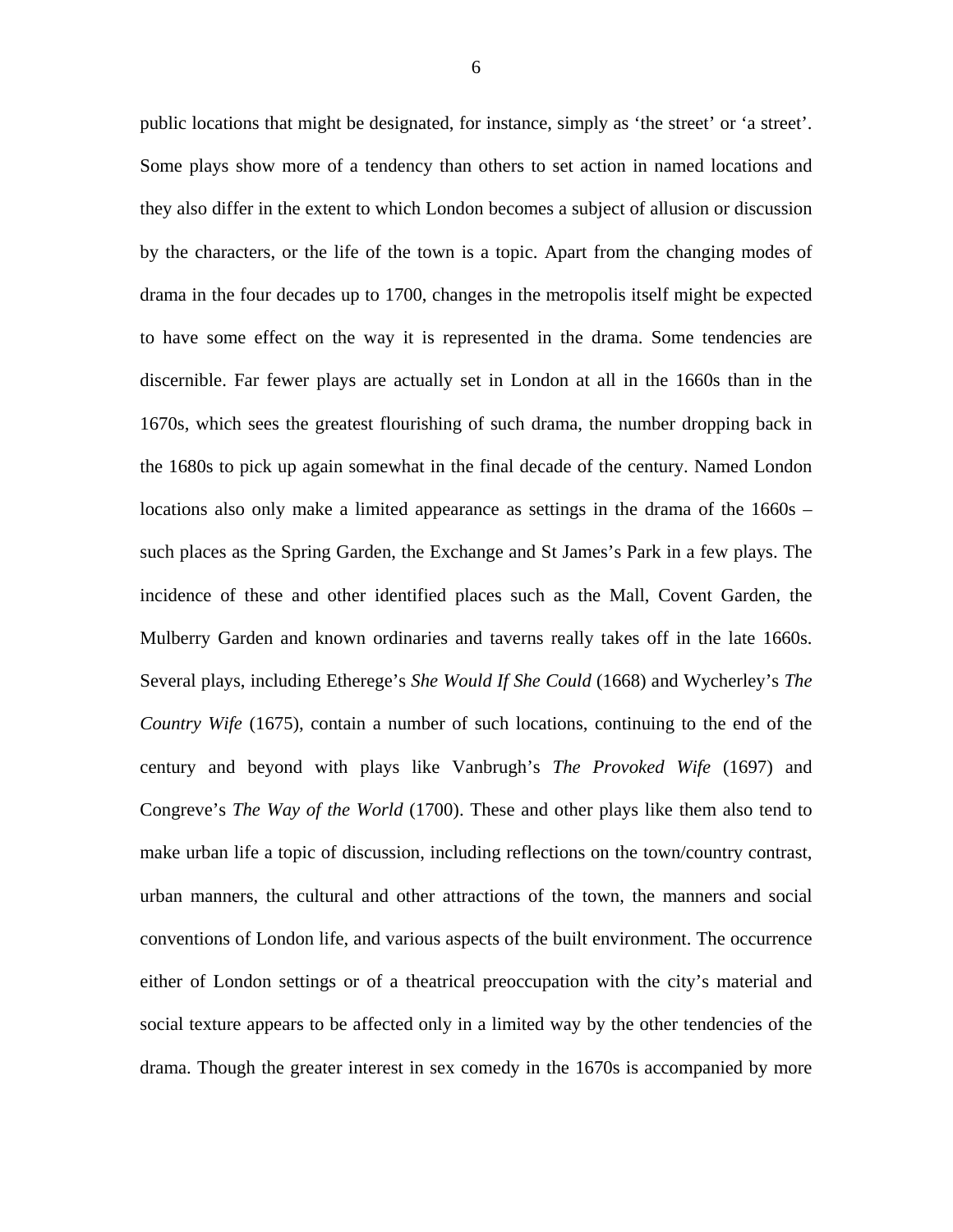public locations that might be designated, for instance, simply as 'the street' or 'a street'. Some plays show more of a tendency than others to set action in named locations and they also differ in the extent to which London becomes a subject of allusion or discussion by the characters, or the life of the town is a topic. Apart from the changing modes of drama in the four decades up to 1700, changes in the metropolis itself might be expected to have some effect on the way it is represented in the drama. Some tendencies are discernible. Far fewer plays are actually set in London at all in the 1660s than in the 1670s, which sees the greatest flourishing of such drama, the number dropping back in the 1680s to pick up again somewhat in the final decade of the century. Named London locations also only make a limited appearance as settings in the drama of the 1660s – such places as the Spring Garden, the Exchange and St James's Park in a few plays. The incidence of these and other identified places such as the Mall, Covent Garden, the Mulberry Garden and known ordinaries and taverns really takes off in the late 1660s. Several plays, including Etherege's *She Would If She Could* (1668) and Wycherley's *The Country Wife* (1675), contain a number of such locations, continuing to the end of the century and beyond with plays like Vanbrugh's *The Provoked Wife* (1697) and Congreve's *The Way of the World* (1700). These and other plays like them also tend to make urban life a topic of discussion, including reflections on the town/country contrast, urban manners, the cultural and other attractions of the town, the manners and social conventions of London life, and various aspects of the built environment. The occurrence either of London settings or of a theatrical preoccupation with the city's material and social texture appears to be affected only in a limited way by the other tendencies of the drama. Though the greater interest in sex comedy in the 1670s is accompanied by more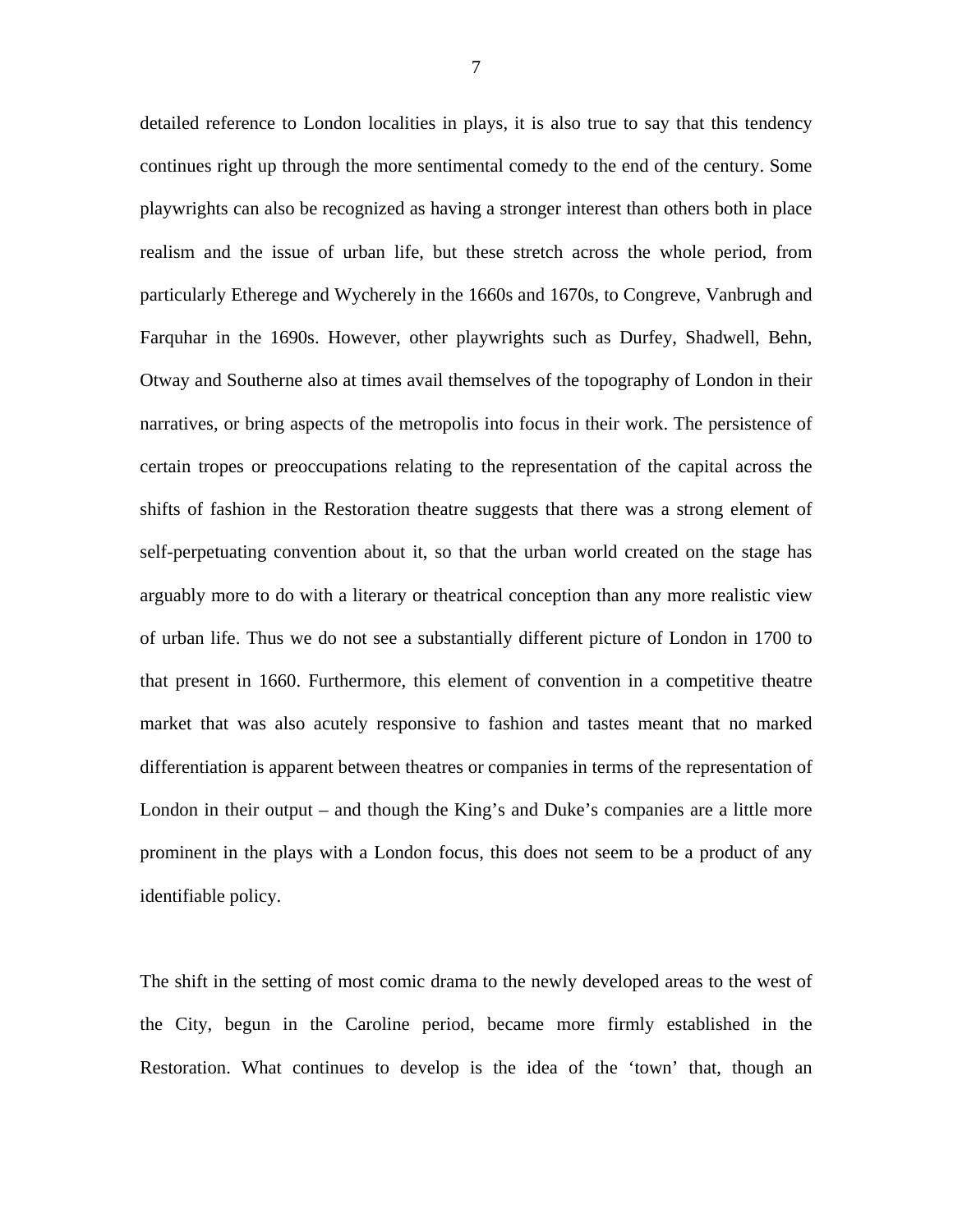detailed reference to London localities in plays, it is also true to say that this tendency continues right up through the more sentimental comedy to the end of the century. Some playwrights can also be recognized as having a stronger interest than others both in place realism and the issue of urban life, but these stretch across the whole period, from particularly Etherege and Wycherely in the 1660s and 1670s, to Congreve, Vanbrugh and Farquhar in the 1690s. However, other playwrights such as Durfey, Shadwell, Behn, Otway and Southerne also at times avail themselves of the topography of London in their narratives, or bring aspects of the metropolis into focus in their work. The persistence of certain tropes or preoccupations relating to the representation of the capital across the shifts of fashion in the Restoration theatre suggests that there was a strong element of self-perpetuating convention about it, so that the urban world created on the stage has arguably more to do with a literary or theatrical conception than any more realistic view of urban life. Thus we do not see a substantially different picture of London in 1700 to that present in 1660. Furthermore, this element of convention in a competitive theatre market that was also acutely responsive to fashion and tastes meant that no marked differentiation is apparent between theatres or companies in terms of the representation of London in their output – and though the King's and Duke's companies are a little more prominent in the plays with a London focus, this does not seem to be a product of any identifiable policy.

The shift in the setting of most comic drama to the newly developed areas to the west of the City, begun in the Caroline period, became more firmly established in the Restoration. What continues to develop is the idea of the 'town' that, though an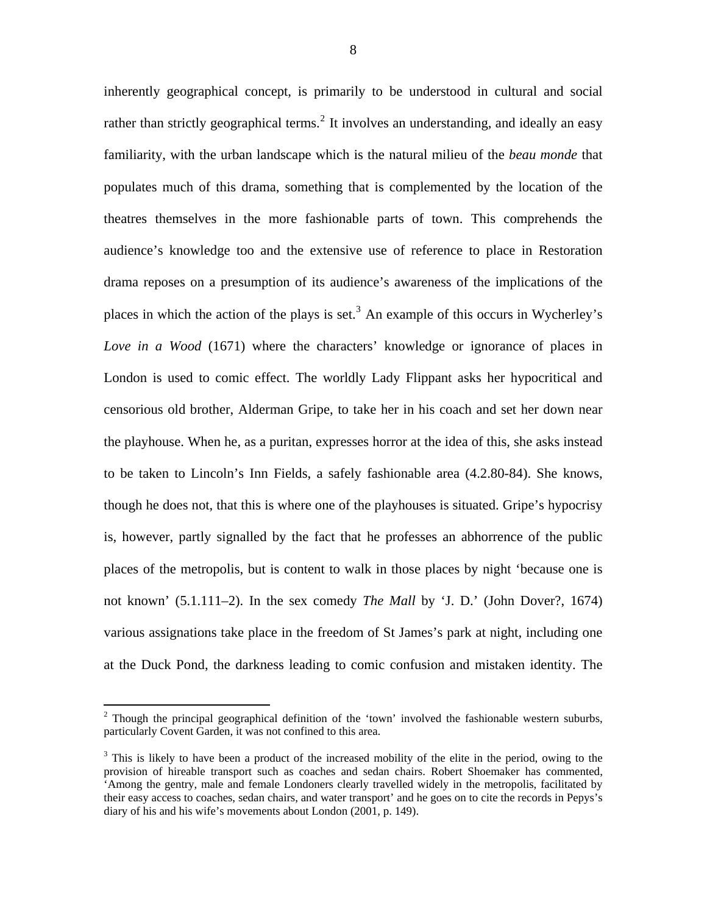inherently geographical concept, is primarily to be understood in cultural and social rather than strictly geographical terms.[2] It involves an understanding, and ideally an easy familiarity, with the urban landscape which is the natural milieu of the *beau monde* that populates much of this drama, something that is complemented by the location of the theatres themselves in the more fashionable parts of town. This comprehends the audience's knowledge too and the extensive use of reference to place in Restoration drama reposes on a presumption of its audience's awareness of the implications of the places in which the action of the plays is set.[3] An example of this occurs in Wycherley's *Love in a Wood* (1671) where the characters' knowledge or ignorance of places in London is used to comic effect. The worldly Lady Flippant asks her hypocritical and censorious old brother, Alderman Gripe, to take her in his coach and set her down near the playhouse. When he, as a puritan, expresses horror at the idea of this, she asks instead to be taken to Lincoln's Inn Fields, a safely fashionable area (4.2.80-84). She knows, though he does not, that this is where one of the playhouses is situated. Gripe's hypocrisy is, however, partly signalled by the fact that he professes an abhorrence of the public places of the metropolis, but is content to walk in those places by night 'because one is not known' (5.1.111–2). In the sex comedy *The Mall* by 'J. D.' (John Dover?, 1674) various assignations take place in the freedom of St James's park at night, including one at the Duck Pond, the darkness leading to comic confusion and mistaken identity. The

---

[2] Though the principal geographical definition of the 'town' involved the fashionable western suburbs, particularly Covent Garden, it was not confined to this area.

[3] This is likely to have been a product of the increased mobility of the elite in the period, owing to the provision of hireable transport such as coaches and sedan chairs. Robert Shoemaker has commented, 'Among the gentry, male and female Londoners clearly travelled widely in the metropolis, facilitated by their easy access to coaches, sedan chairs, and water transport' and he goes on to cite the records in Pepys's diary of his and his wife's movements about London (2001, p. 149).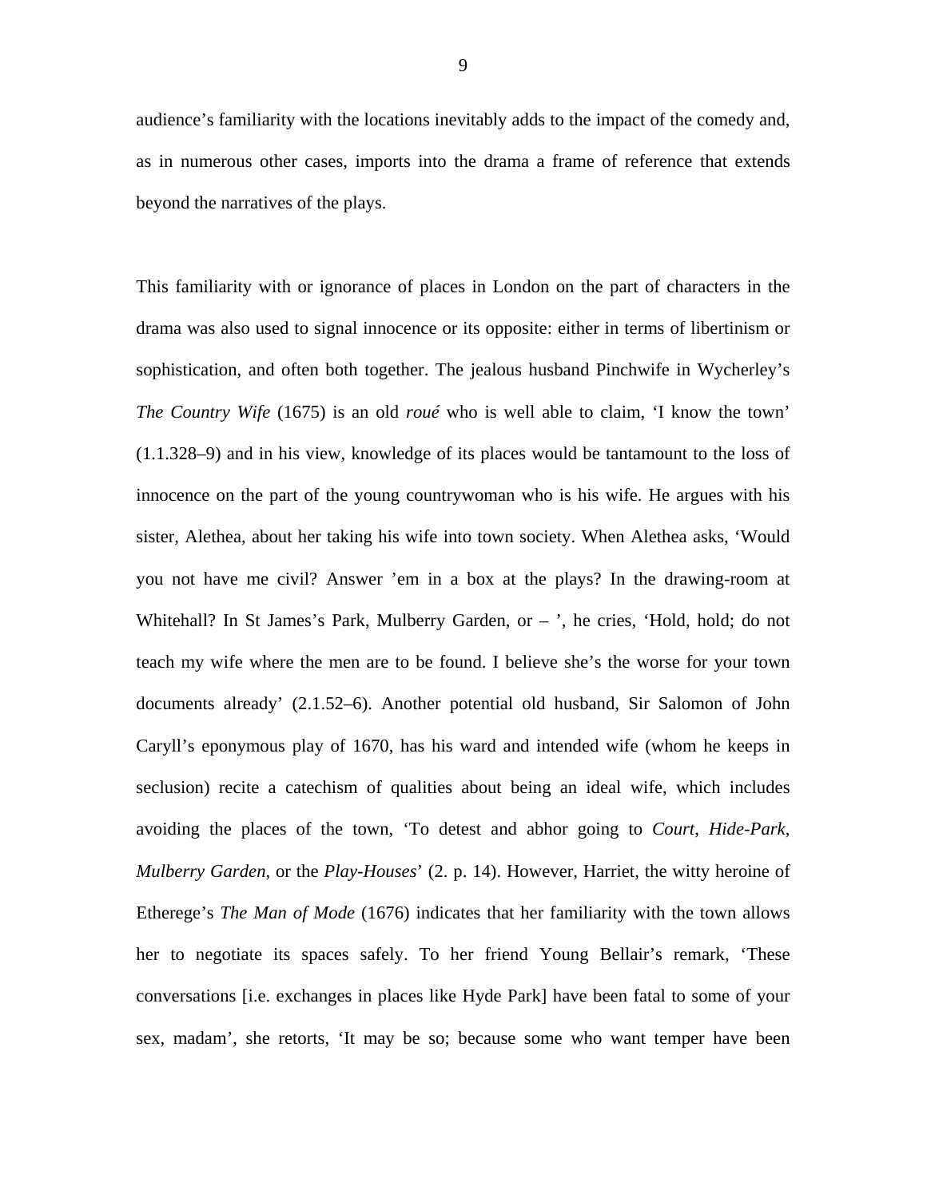audience's familiarity with the locations inevitably adds to the impact of the comedy and, as in numerous other cases, imports into the drama a frame of reference that extends beyond the narratives of the plays.

This familiarity with or ignorance of places in London on the part of characters in the drama was also used to signal innocence or its opposite: either in terms of libertinism or sophistication, and often both together. The jealous husband Pinchwife in Wycherley's *The Country Wife* (1675) is an old *roué* who is well able to claim, 'I know the town' (1.1.328–9) and in his view, knowledge of its places would be tantamount to the loss of innocence on the part of the young countrywoman who is his wife. He argues with his sister, Alethea, about her taking his wife into town society. When Alethea asks, 'Would you not have me civil? Answer 'em in a box at the plays? In the drawing-room at Whitehall? In St James's Park, Mulberry Garden, or – ', he cries, 'Hold, hold; do not teach my wife where the men are to be found. I believe she's the worse for your town documents already' (2.1.52–6). Another potential old husband, Sir Salomon of John Caryll's eponymous play of 1670, has his ward and intended wife (whom he keeps in seclusion) recite a catechism of qualities about being an ideal wife, which includes avoiding the places of the town, 'To detest and abhor going to *Court*, *Hide-Park*, *Mulberry Garden*, or the *Play-Houses*' (2. p. 14). However, Harriet, the witty heroine of Etherege's *The Man of Mode* (1676) indicates that her familiarity with the town allows her to negotiate its spaces safely. To her friend Young Bellair's remark, 'These conversations [i.e. exchanges in places like Hyde Park] have been fatal to some of your sex, madam', she retorts, 'It may be so; because some who want temper have been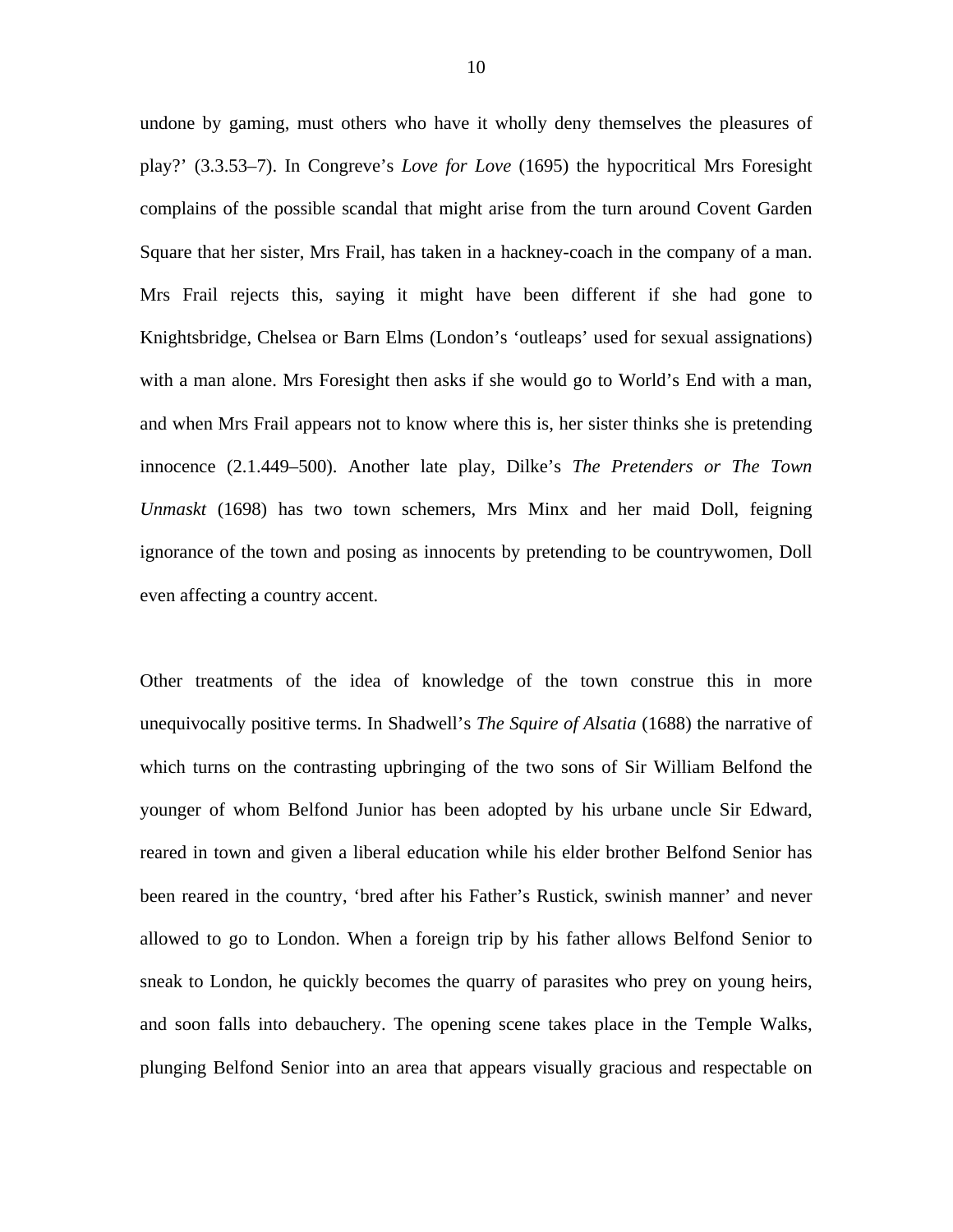undone by gaming, must others who have it wholly deny themselves the pleasures of play?’ (3.3.53–7). In Congreve’s *Love for Love* (1695) the hypocritical Mrs Foresight complains of the possible scandal that might arise from the turn around Covent Garden Square that her sister, Mrs Frail, has taken in a hackney-coach in the company of a man. Mrs Frail rejects this, saying it might have been different if she had gone to Knightsbridge, Chelsea or Barn Elms (London’s ‘outleaps’ used for sexual assignations) with a man alone. Mrs Foresight then asks if she would go to World’s End with a man, and when Mrs Frail appears not to know where this is, her sister thinks she is pretending innocence (2.1.449–500). Another late play, Dilke’s *The Pretenders or The Town Unmaskt* (1698) has two town schemers, Mrs Minx and her maid Doll, feigning ignorance of the town and posing as innocents by pretending to be countrywomen, Doll even affecting a country accent.

Other treatments of the idea of knowledge of the town construe this in more unequivocally positive terms. In Shadwell’s *The Squire of Alsatia* (1688) the narrative of which turns on the contrasting upbringing of the two sons of Sir William Belfond the younger of whom Belfond Junior has been adopted by his urbane uncle Sir Edward, reared in town and given a liberal education while his elder brother Belfond Senior has been reared in the country, ‘bred after his Father’s Rustick, swinish manner’ and never allowed to go to London. When a foreign trip by his father allows Belfond Senior to sneak to London, he quickly becomes the quarry of parasites who prey on young heirs, and soon falls into debauchery. The opening scene takes place in the Temple Walks, plunging Belfond Senior into an area that appears visually gracious and respectable on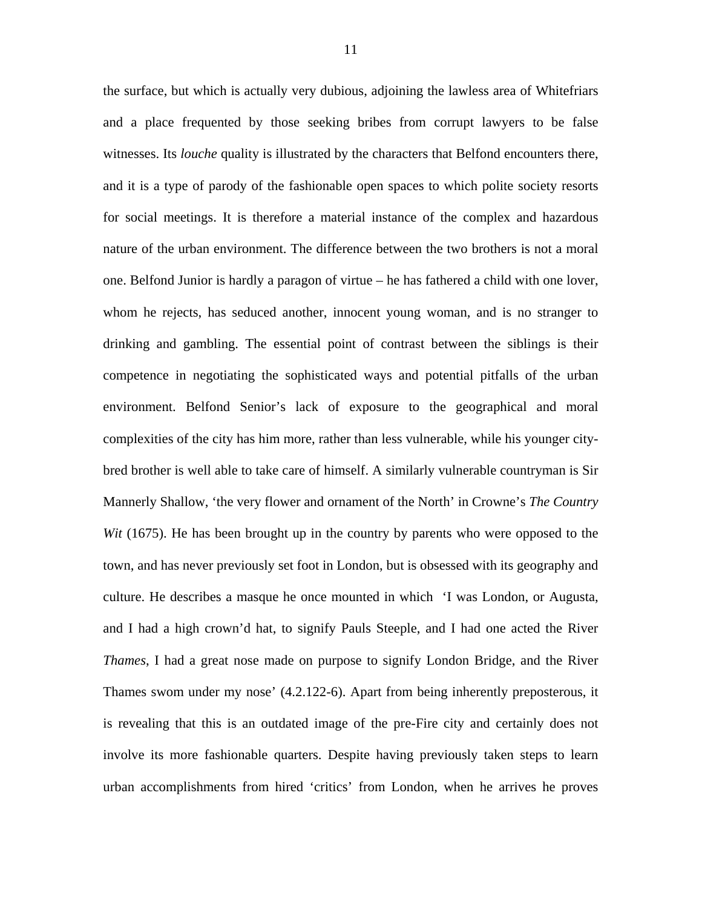the surface, but which is actually very dubious, adjoining the lawless area of Whitefriars and a place frequented by those seeking bribes from corrupt lawyers to be false witnesses. Its *louche* quality is illustrated by the characters that Belfond encounters there, and it is a type of parody of the fashionable open spaces to which polite society resorts for social meetings. It is therefore a material instance of the complex and hazardous nature of the urban environment. The difference between the two brothers is not a moral one. Belfond Junior is hardly a paragon of virtue – he has fathered a child with one lover, whom he rejects, has seduced another, innocent young woman, and is no stranger to drinking and gambling. The essential point of contrast between the siblings is their competence in negotiating the sophisticated ways and potential pitfalls of the urban environment. Belfond Senior's lack of exposure to the geographical and moral complexities of the city has him more, rather than less vulnerable, while his younger city-bred brother is well able to take care of himself. A similarly vulnerable countryman is Sir Mannerly Shallow, 'the very flower and ornament of the North' in Crowne's *The Country Wit* (1675). He has been brought up in the country by parents who were opposed to the town, and has never previously set foot in London, but is obsessed with its geography and culture. He describes a masque he once mounted in which 'I was London, or Augusta, and I had a high crown'd hat, to signify Pauls Steeple, and I had one acted the River *Thames*, I had a great nose made on purpose to signify London Bridge, and the River Thames swom under my nose' (4.2.122-6). Apart from being inherently preposterous, it is revealing that this is an outdated image of the pre-Fire city and certainly does not involve its more fashionable quarters. Despite having previously taken steps to learn urban accomplishments from hired 'critics' from London, when he arrives he proves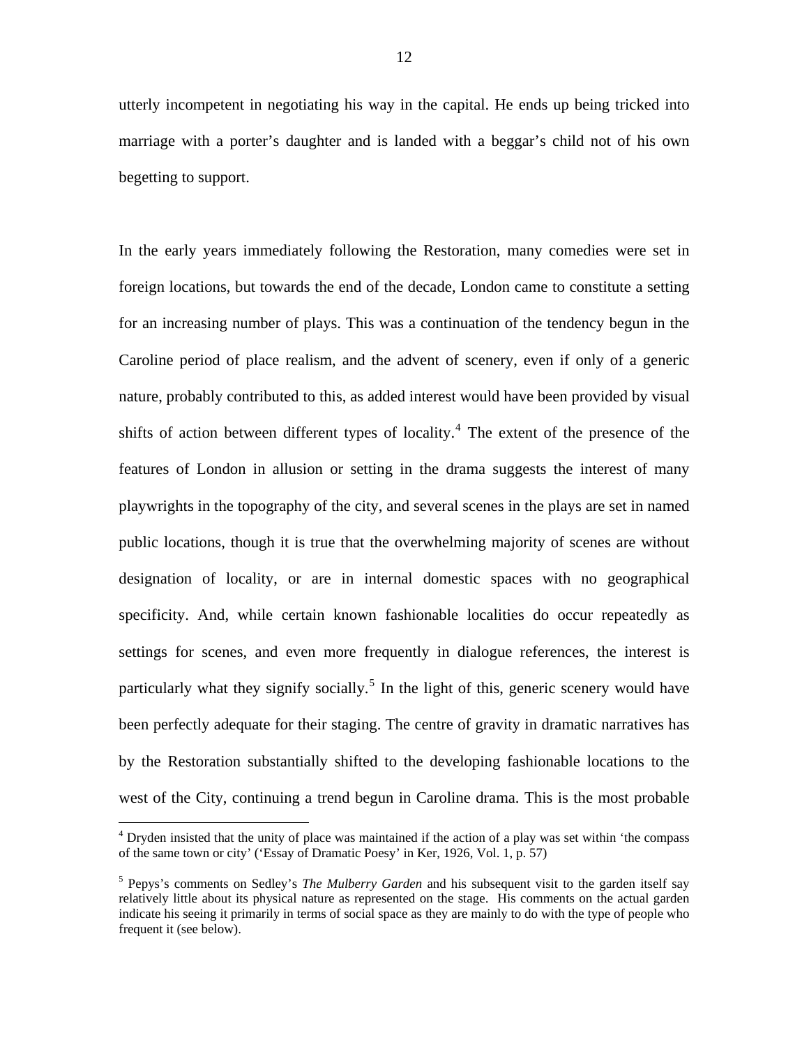utterly incompetent in negotiating his way in the capital. He ends up being tricked into marriage with a porter's daughter and is landed with a beggar's child not of his own begetting to support.

In the early years immediately following the Restoration, many comedies were set in foreign locations, but towards the end of the decade, London came to constitute a setting for an increasing number of plays. This was a continuation of the tendency begun in the Caroline period of place realism, and the advent of scenery, even if only of a generic nature, probably contributed to this, as added interest would have been provided by visual shifts of action between different types of locality.[4] The extent of the presence of the features of London in allusion or setting in the drama suggests the interest of many playwrights in the topography of the city, and several scenes in the plays are set in named public locations, though it is true that the overwhelming majority of scenes are without designation of locality, or are in internal domestic spaces with no geographical specificity. And, while certain known fashionable localities do occur repeatedly as settings for scenes, and even more frequently in dialogue references, the interest is particularly what they signify socially.[5] In the light of this, generic scenery would have been perfectly adequate for their staging. The centre of gravity in dramatic narratives has by the Restoration substantially shifted to the developing fashionable locations to the west of the City, continuing a trend begun in Caroline drama. This is the most probable

[4] Dryden insisted that the unity of place was maintained if the action of a play was set within 'the compass of the same town or city' ('Essay of Dramatic Poesy' in Ker, 1926, Vol. 1, p. 57)

[5] Pepys's comments on Sedley's *The Mulberry Garden* and his subsequent visit to the garden itself say relatively little about its physical nature as represented on the stage. His comments on the actual garden indicate his seeing it primarily in terms of social space as they are mainly to do with the type of people who frequent it (see below).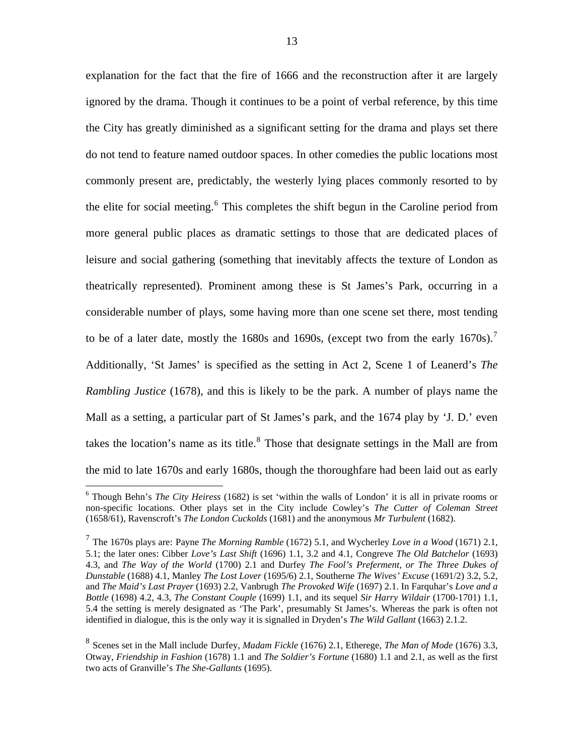explanation for the fact that the fire of 1666 and the reconstruction after it are largely ignored by the drama. Though it continues to be a point of verbal reference, by this time the City has greatly diminished as a significant setting for the drama and plays set there do not tend to feature named outdoor spaces. In other comedies the public locations most commonly present are, predictably, the westerly lying places commonly resorted to by the elite for social meeting.[6] This completes the shift begun in the Caroline period from more general public places as dramatic settings to those that are dedicated places of leisure and social gathering (something that inevitably affects the texture of London as theatrically represented). Prominent among these is St James's Park, occurring in a considerable number of plays, some having more than one scene set there, most tending to be of a later date, mostly the 1680s and 1690s, (except two from the early 1670s).[7] Additionally, 'St James' is specified as the setting in Act 2, Scene 1 of Leanerd's *The Rambling Justice* (1678), and this is likely to be the park. A number of plays name the Mall as a setting, a particular part of St James's park, and the 1674 play by 'J. D.' even takes the location's name as its title.[8] Those that designate settings in the Mall are from the mid to late 1670s and early 1680s, though the thoroughfare had been laid out as early

---

[6] Though Behn's *The City Heiress* (1682) is set 'within the walls of London' it is all in private rooms or non-specific locations. Other plays set in the City include Cowley's *The Cutter of Coleman Street* (1658/61), Ravenscroft's *The London Cuckolds* (1681) and the anonymous *Mr Turbulent* (1682).

[7] The 1670s plays are: Payne *The Morning Ramble* (1672) 5.1, and Wycherley *Love in a Wood* (1671) 2.1, 5.1; the later ones: Cibber *Love's Last Shift* (1696) 1.1, 3.2 and 4.1, Congreve *The Old Batchelor* (1693) 4.3, and *The Way of the World* (1700) 2.1 and Durfey *The Fool's Preferment, or The Three Dukes of Dunstable* (1688) 4.1, Manley *The Lost Lover* (1695/6) 2.1, Southerne *The Wives' Excuse* (1691/2) 3.2, 5.2, and *The Maid's Last Prayer* (1693) 2.2, Vanbrugh *The Provoked Wife* (1697) 2.1. In Farquhar's *Love and a Bottle* (1698) 4.2, 4.3, *The Constant Couple* (1699) 1.1, and its sequel *Sir Harry Wildair* (1700-1701) 1.1, 5.4 the setting is merely designated as 'The Park', presumably St James's. Whereas the park is often not identified in dialogue, this is the only way it is signalled in Dryden's *The Wild Gallant* (1663) 2.1.2.

[8] Scenes set in the Mall include Durfey, *Madam Fickle* (1676) 2.1, Etherege, *The Man of Mode* (1676) 3.3, Otway, *Friendship in Fashion* (1678) 1.1 and *The Soldier's Fortune* (1680) 1.1 and 2.1, as well as the first two acts of Granville's *The She-Gallants* (1695).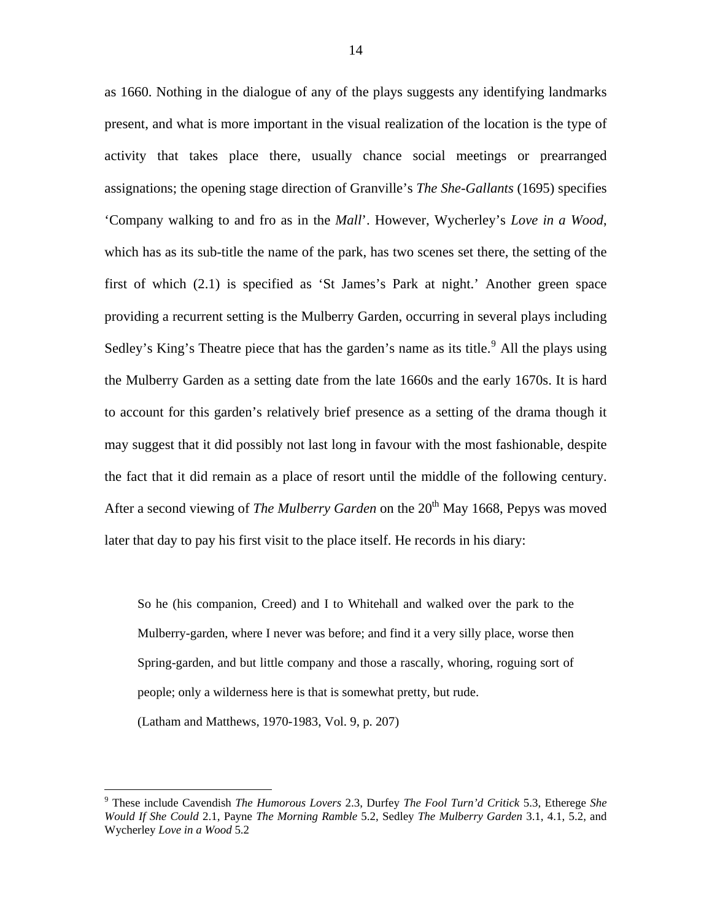as 1660. Nothing in the dialogue of any of the plays suggests any identifying landmarks present, and what is more important in the visual realization of the location is the type of activity that takes place there, usually chance social meetings or prearranged assignations; the opening stage direction of Granville's *The She-Gallants* (1695) specifies 'Company walking to and fro as in the *Mall*'. However, Wycherley's *Love in a Wood*, which has as its sub-title the name of the park, has two scenes set there, the setting of the first of which (2.1) is specified as 'St James's Park at night.' Another green space providing a recurrent setting is the Mulberry Garden, occurring in several plays including Sedley's King's Theatre piece that has the garden's name as its title.[9] All the plays using the Mulberry Garden as a setting date from the late 1660s and the early 1670s. It is hard to account for this garden's relatively brief presence as a setting of the drama though it may suggest that it did possibly not last long in favour with the most fashionable, despite the fact that it did remain as a place of resort until the middle of the following century. After a second viewing of *The Mulberry Garden* on the 20th May 1668, Pepys was moved later that day to pay his first visit to the place itself. He records in his diary:

> So he (his companion, Creed) and I to Whitehall and walked over the park to the Mulberry-garden, where I never was before; and find it a very silly place, worse then Spring-garden, and but little company and those a rascally, whoring, roguing sort of people; only a wilderness here is that is somewhat pretty, but rude.
>
> (Latham and Matthews, 1970-1983, Vol. 9, p. 207)

[9] These include Cavendish *The Humorous Lovers* 2.3, Durfey *The Fool Turn'd Critick* 5.3, Etherege *She Would If She Could* 2.1, Payne *The Morning Ramble* 5.2, Sedley *The Mulberry Garden* 3.1, 4.1, 5.2, and Wycherley *Love in a Wood* 5.2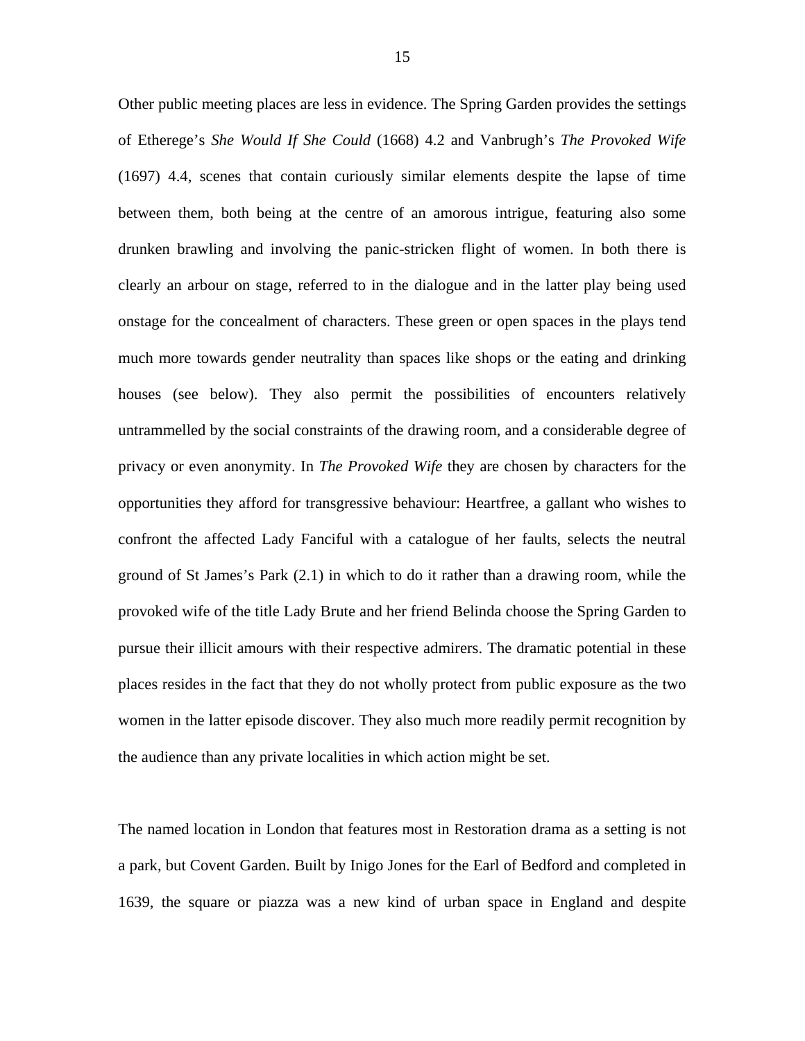Other public meeting places are less in evidence. The Spring Garden provides the settings of Etherege's *She Would If She Could* (1668) 4.2 and Vanbrugh's *The Provoked Wife* (1697) 4.4, scenes that contain curiously similar elements despite the lapse of time between them, both being at the centre of an amorous intrigue, featuring also some drunken brawling and involving the panic-stricken flight of women. In both there is clearly an arbour on stage, referred to in the dialogue and in the latter play being used onstage for the concealment of characters. These green or open spaces in the plays tend much more towards gender neutrality than spaces like shops or the eating and drinking houses (see below). They also permit the possibilities of encounters relatively untrammelled by the social constraints of the drawing room, and a considerable degree of privacy or even anonymity. In *The Provoked Wife* they are chosen by characters for the opportunities they afford for transgressive behaviour: Heartfree, a gallant who wishes to confront the affected Lady Fanciful with a catalogue of her faults, selects the neutral ground of St James's Park (2.1) in which to do it rather than a drawing room, while the provoked wife of the title Lady Brute and her friend Belinda choose the Spring Garden to pursue their illicit amours with their respective admirers. The dramatic potential in these places resides in the fact that they do not wholly protect from public exposure as the two women in the latter episode discover. They also much more readily permit recognition by the audience than any private localities in which action might be set.

The named location in London that features most in Restoration drama as a setting is not a park, but Covent Garden. Built by Inigo Jones for the Earl of Bedford and completed in 1639, the square or piazza was a new kind of urban space in England and despite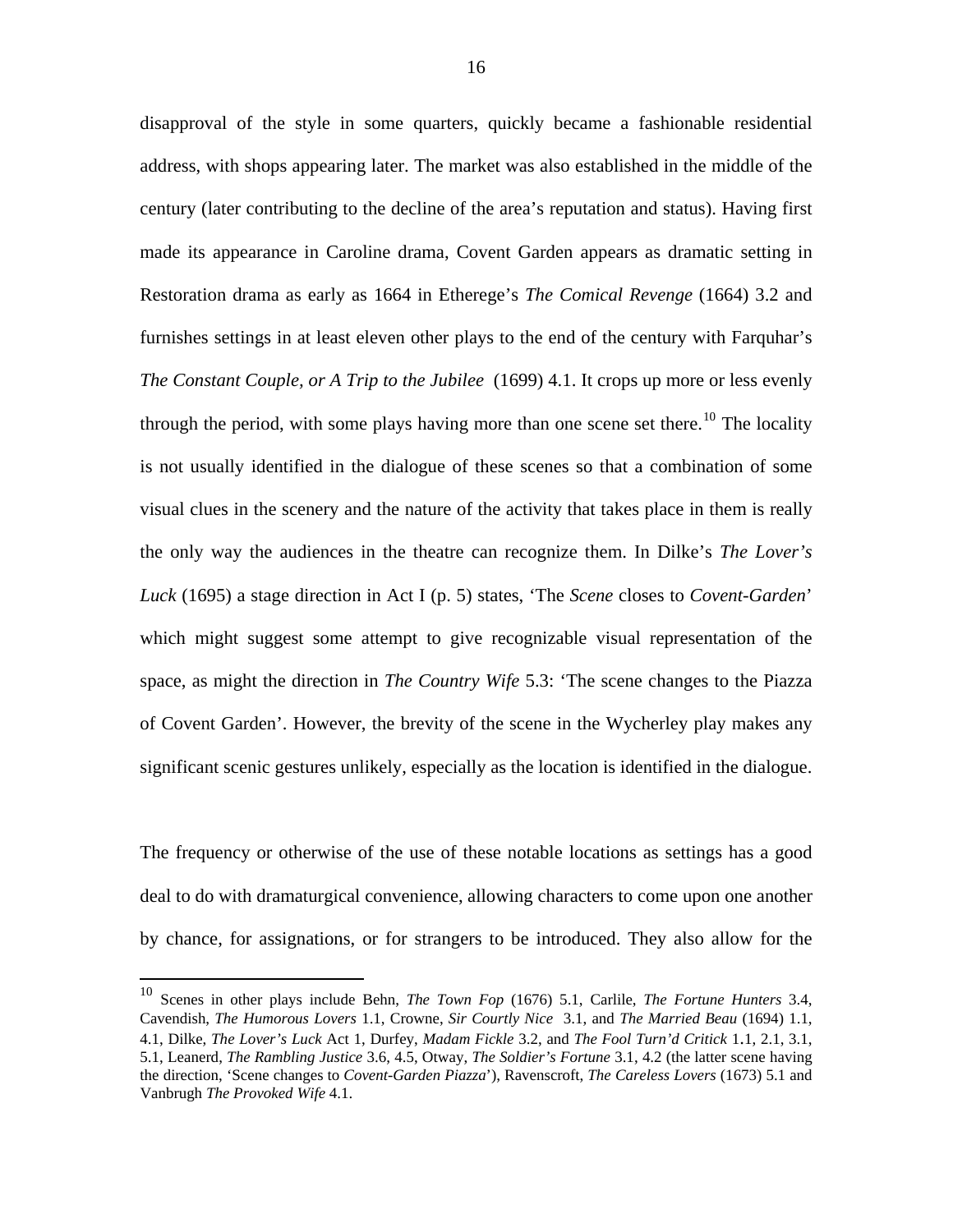disapproval of the style in some quarters, quickly became a fashionable residential address, with shops appearing later. The market was also established in the middle of the century (later contributing to the decline of the area's reputation and status). Having first made its appearance in Caroline drama, Covent Garden appears as dramatic setting in Restoration drama as early as 1664 in Etherege's *The Comical Revenge* (1664) 3.2 and furnishes settings in at least eleven other plays to the end of the century with Farquhar's *The Constant Couple, or A Trip to the Jubilee* (1699) 4.1. It crops up more or less evenly through the period, with some plays having more than one scene set there.[10] The locality is not usually identified in the dialogue of these scenes so that a combination of some visual clues in the scenery and the nature of the activity that takes place in them is really the only way the audiences in the theatre can recognize them. In Dilke's *The Lover's Luck* (1695) a stage direction in Act I (p. 5) states, 'The *Scene* closes to *Covent-Garden*' which might suggest some attempt to give recognizable visual representation of the space, as might the direction in *The Country Wife* 5.3: 'The scene changes to the Piazza of Covent Garden'. However, the brevity of the scene in the Wycherley play makes any significant scenic gestures unlikely, especially as the location is identified in the dialogue.

The frequency or otherwise of the use of these notable locations as settings has a good deal to do with dramaturgical convenience, allowing characters to come upon one another by chance, for assignations, or for strangers to be introduced. They also allow for the

[10] Scenes in other plays include Behn, *The Town Fop* (1676) 5.1, Carlile, *The Fortune Hunters* 3.4, Cavendish, *The Humorous Lovers* 1.1, Crowne, *Sir Courtly Nice* 3.1, and *The Married Beau* (1694) 1.1, 4.1, Dilke, *The Lover's Luck* Act 1, Durfey, *Madam Fickle* 3.2, and *The Fool Turn'd Critick* 1.1, 2.1, 3.1, 5.1, Leanerd, *The Rambling Justice* 3.6, 4.5, Otway, *The Soldier's Fortune* 3.1, 4.2 (the latter scene having the direction, 'Scene changes to *Covent-Garden Piazza*'), Ravenscroft, *The Careless Lovers* (1673) 5.1 and Vanbrugh *The Provoked Wife* 4.1.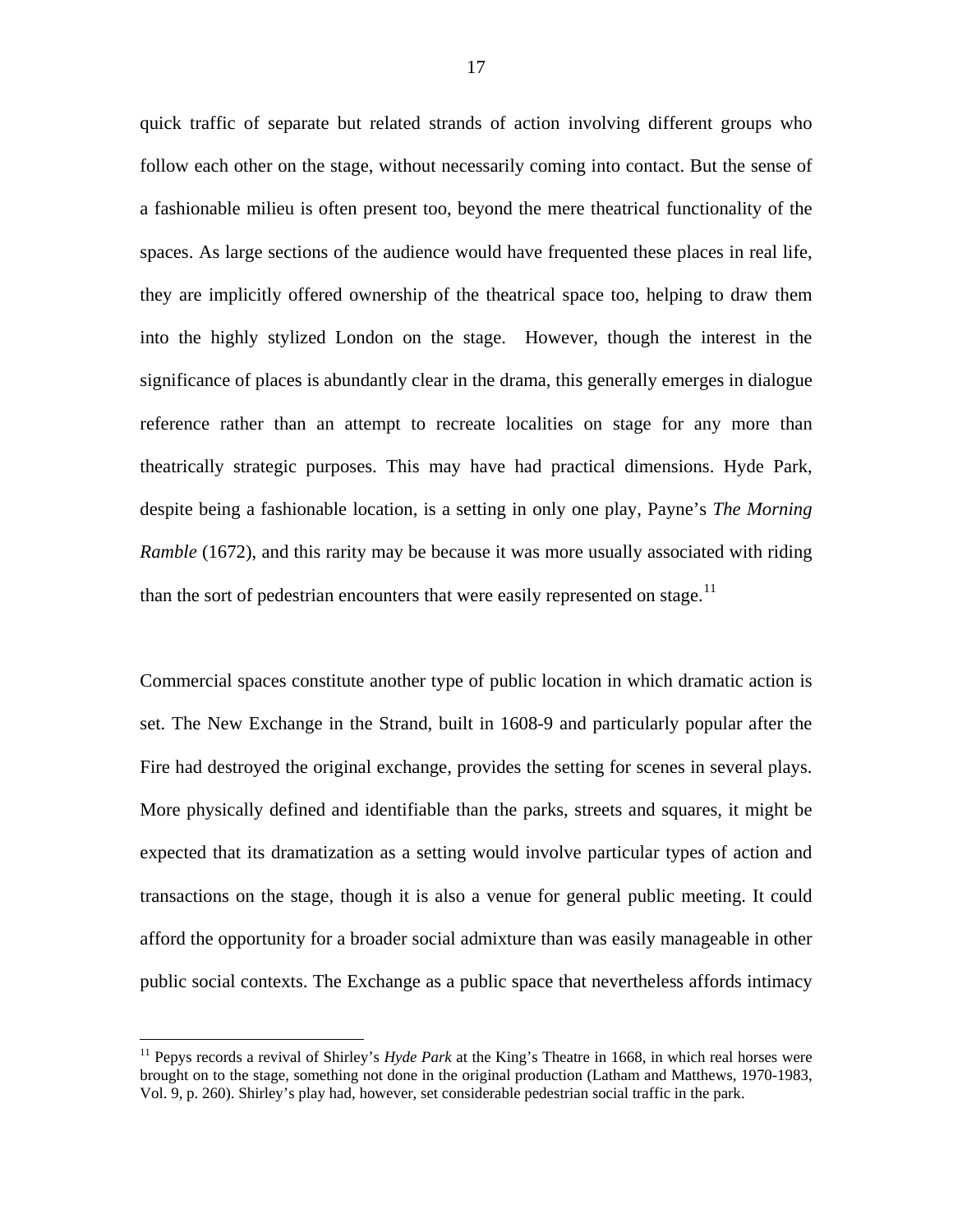quick traffic of separate but related strands of action involving different groups who follow each other on the stage, without necessarily coming into contact. But the sense of a fashionable milieu is often present too, beyond the mere theatrical functionality of the spaces. As large sections of the audience would have frequented these places in real life, they are implicitly offered ownership of the theatrical space too, helping to draw them into the highly stylized London on the stage. However, though the interest in the significance of places is abundantly clear in the drama, this generally emerges in dialogue reference rather than an attempt to recreate localities on stage for any more than theatrically strategic purposes. This may have had practical dimensions. Hyde Park, despite being a fashionable location, is a setting in only one play, Payne's *The Morning Ramble* (1672), and this rarity may be because it was more usually associated with riding than the sort of pedestrian encounters that were easily represented on stage.[11]

Commercial spaces constitute another type of public location in which dramatic action is set. The New Exchange in the Strand, built in 1608-9 and particularly popular after the Fire had destroyed the original exchange, provides the setting for scenes in several plays. More physically defined and identifiable than the parks, streets and squares, it might be expected that its dramatization as a setting would involve particular types of action and transactions on the stage, though it is also a venue for general public meeting. It could afford the opportunity for a broader social admixture than was easily manageable in other public social contexts. The Exchange as a public space that nevertheless affords intimacy

---

[11] Pepys records a revival of Shirley's *Hyde Park* at the King's Theatre in 1668, in which real horses were brought on to the stage, something not done in the original production (Latham and Matthews, 1970-1983, Vol. 9, p. 260). Shirley's play had, however, set considerable pedestrian social traffic in the park.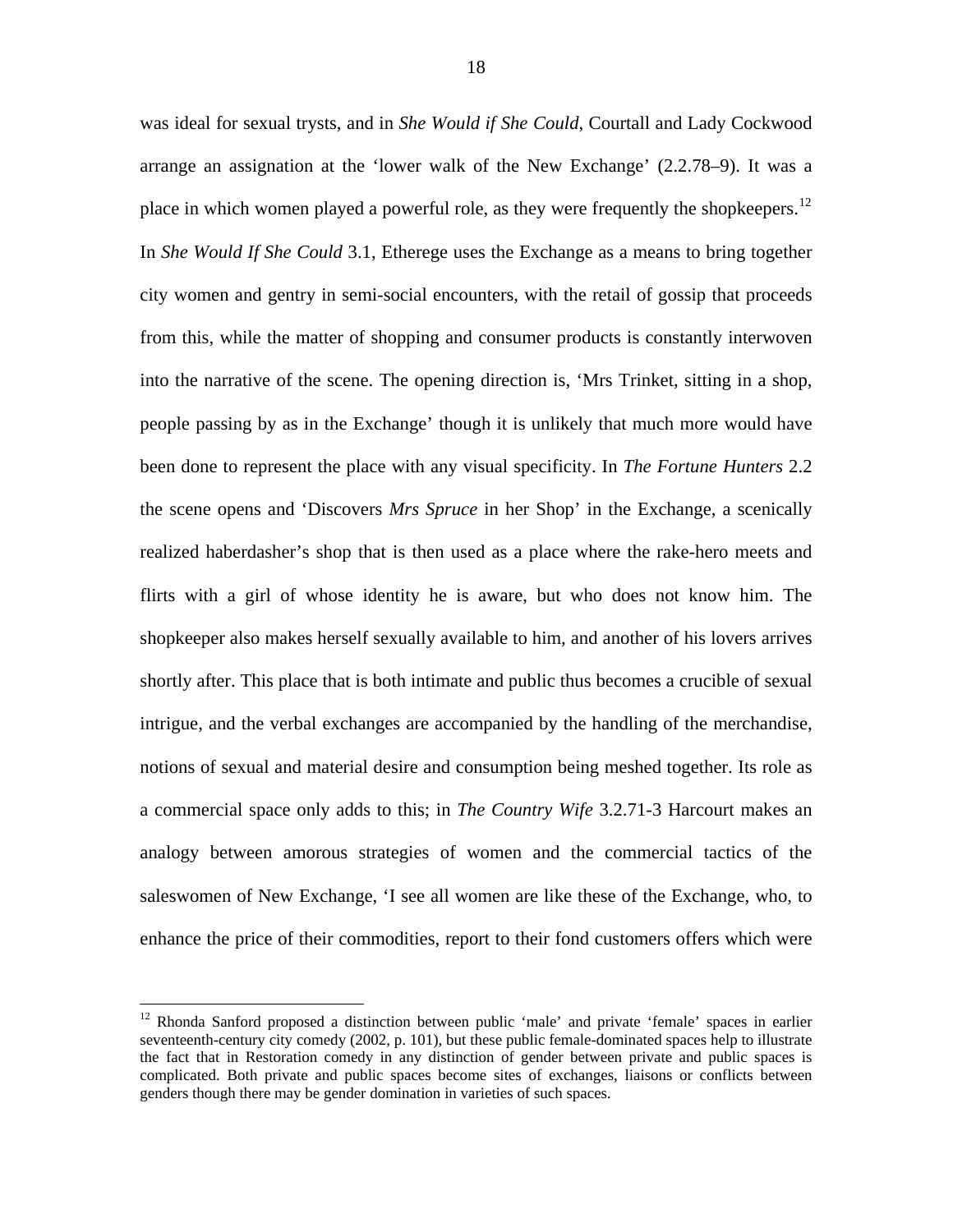was ideal for sexual trysts, and in *She Would if She Could*, Courtall and Lady Cockwood arrange an assignation at the 'lower walk of the New Exchange' (2.2.78–9). It was a place in which women played a powerful role, as they were frequently the shopkeepers.[12] In *She Would If She Could* 3.1, Etherege uses the Exchange as a means to bring together city women and gentry in semi-social encounters, with the retail of gossip that proceeds from this, while the matter of shopping and consumer products is constantly interwoven into the narrative of the scene. The opening direction is, 'Mrs Trinket, sitting in a shop, people passing by as in the Exchange' though it is unlikely that much more would have been done to represent the place with any visual specificity. In *The Fortune Hunters* 2.2 the scene opens and 'Discovers *Mrs Spruce* in her Shop' in the Exchange, a scenically realized haberdasher's shop that is then used as a place where the rake-hero meets and flirts with a girl of whose identity he is aware, but who does not know him. The shopkeeper also makes herself sexually available to him, and another of his lovers arrives shortly after. This place that is both intimate and public thus becomes a crucible of sexual intrigue, and the verbal exchanges are accompanied by the handling of the merchandise, notions of sexual and material desire and consumption being meshed together. Its role as a commercial space only adds to this; in *The Country Wife* 3.2.71-3 Harcourt makes an analogy between amorous strategies of women and the commercial tactics of the saleswomen of New Exchange, 'I see all women are like these of the Exchange, who, to enhance the price of their commodities, report to their fond customers offers which were

---

[12] Rhonda Sanford proposed a distinction between public 'male' and private 'female' spaces in earlier seventeenth-century city comedy (2002, p. 101), but these public female-dominated spaces help to illustrate the fact that in Restoration comedy in any distinction of gender between private and public spaces is complicated. Both private and public spaces become sites of exchanges, liaisons or conflicts between genders though there may be gender domination in varieties of such spaces.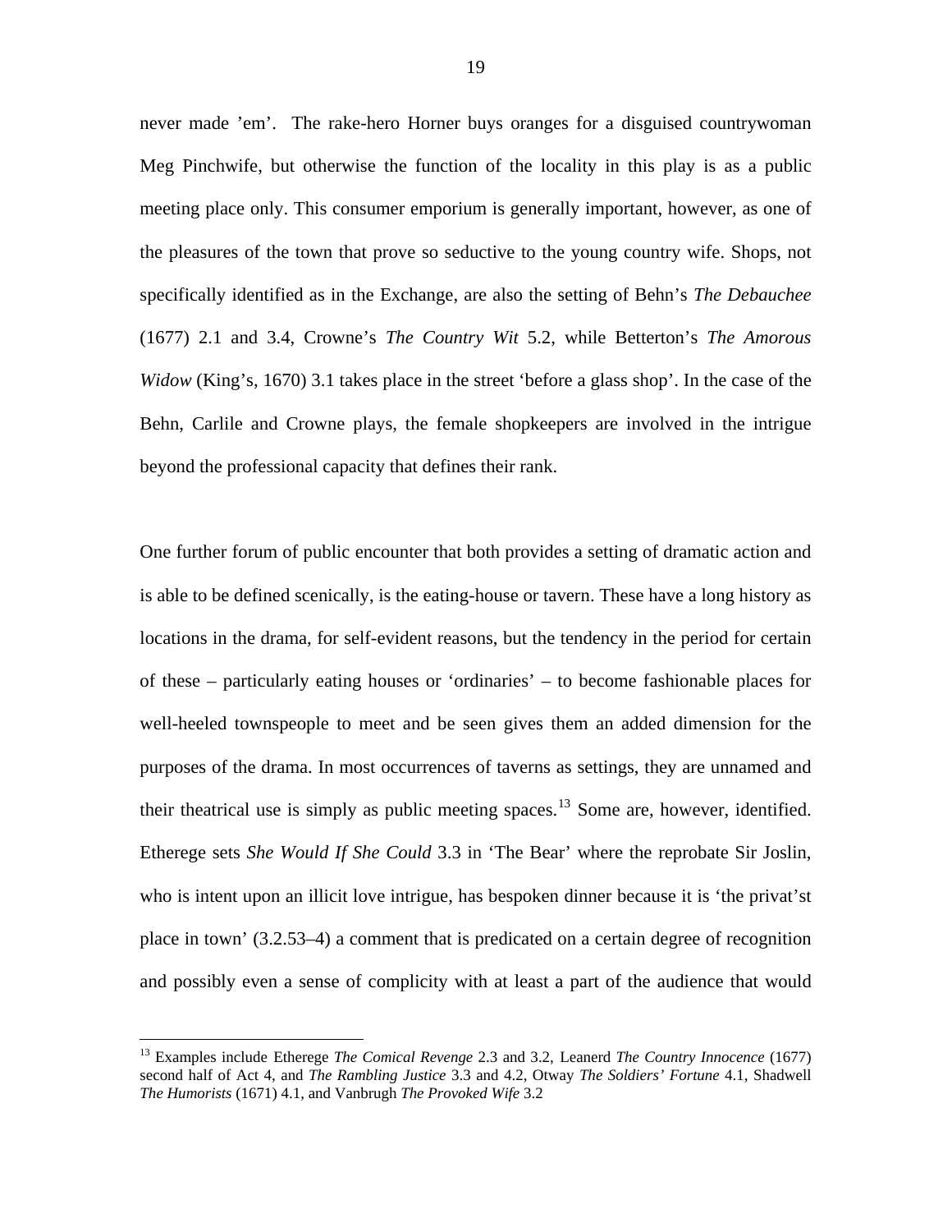never made 'em'. The rake-hero Horner buys oranges for a disguised countrywoman Meg Pinchwife, but otherwise the function of the locality in this play is as a public meeting place only. This consumer emporium is generally important, however, as one of the pleasures of the town that prove so seductive to the young country wife. Shops, not specifically identified as in the Exchange, are also the setting of Behn's *The Debauchee* (1677) 2.1 and 3.4, Crowne's *The Country Wit* 5.2, while Betterton's *The Amorous Widow* (King's, 1670) 3.1 takes place in the street 'before a glass shop'. In the case of the Behn, Carlile and Crowne plays, the female shopkeepers are involved in the intrigue beyond the professional capacity that defines their rank.

One further forum of public encounter that both provides a setting of dramatic action and is able to be defined scenically, is the eating-house or tavern. These have a long history as locations in the drama, for self-evident reasons, but the tendency in the period for certain of these – particularly eating houses or 'ordinaries' – to become fashionable places for well-heeled townspeople to meet and be seen gives them an added dimension for the purposes of the drama. In most occurrences of taverns as settings, they are unnamed and their theatrical use is simply as public meeting spaces.[13] Some are, however, identified. Etherege sets *She Would If She Could* 3.3 in 'The Bear' where the reprobate Sir Joslin, who is intent upon an illicit love intrigue, has bespoken dinner because it is 'the privat'st place in town' (3.2.53–4) a comment that is predicated on a certain degree of recognition and possibly even a sense of complicity with at least a part of the audience that would

---

[13] Examples include Etherege *The Comical Revenge* 2.3 and 3.2, Leanerd *The Country Innocence* (1677) second half of Act 4, and *The Rambling Justice* 3.3 and 4.2, Otway *The Soldiers' Fortune* 4.1, Shadwell *The Humorists* (1671) 4.1, and Vanbrugh *The Provoked Wife* 3.2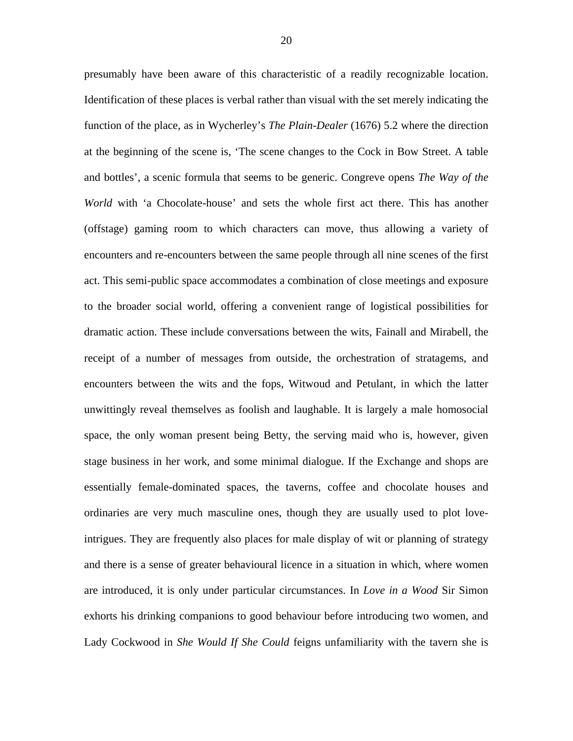presumably have been aware of this characteristic of a readily recognizable location. Identification of these places is verbal rather than visual with the set merely indicating the function of the place, as in Wycherley's *The Plain-Dealer* (1676) 5.2 where the direction at the beginning of the scene is, 'The scene changes to the Cock in Bow Street. A table and bottles', a scenic formula that seems to be generic. Congreve opens *The Way of the World* with 'a Chocolate-house' and sets the whole first act there. This has another (offstage) gaming room to which characters can move, thus allowing a variety of encounters and re-encounters between the same people through all nine scenes of the first act. This semi-public space accommodates a combination of close meetings and exposure to the broader social world, offering a convenient range of logistical possibilities for dramatic action. These include conversations between the wits, Fainall and Mirabell, the receipt of a number of messages from outside, the orchestration of stratagems, and encounters between the wits and the fops, Witwoud and Petulant, in which the latter unwittingly reveal themselves as foolish and laughable. It is largely a male homosocial space, the only woman present being Betty, the serving maid who is, however, given stage business in her work, and some minimal dialogue. If the Exchange and shops are essentially female-dominated spaces, the taverns, coffee and chocolate houses and ordinaries are very much masculine ones, though they are usually used to plot love-intrigues. They are frequently also places for male display of wit or planning of strategy and there is a sense of greater behavioural licence in a situation in which, where women are introduced, it is only under particular circumstances. In *Love in a Wood* Sir Simon exhorts his drinking companions to good behaviour before introducing two women, and Lady Cockwood in *She Would If She Could* feigns unfamiliarity with the tavern she is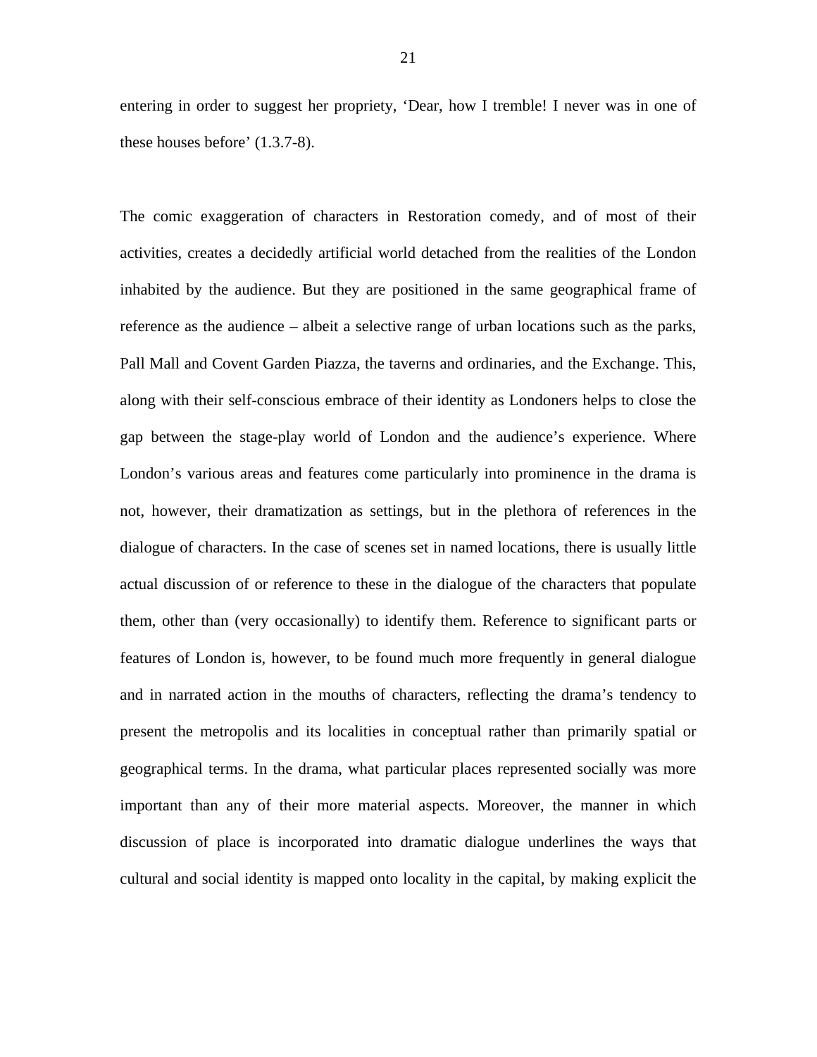entering in order to suggest her propriety, 'Dear, how I tremble! I never was in one of these houses before' (1.3.7-8).

The comic exaggeration of characters in Restoration comedy, and of most of their activities, creates a decidedly artificial world detached from the realities of the London inhabited by the audience. But they are positioned in the same geographical frame of reference as the audience – albeit a selective range of urban locations such as the parks, Pall Mall and Covent Garden Piazza, the taverns and ordinaries, and the Exchange. This, along with their self-conscious embrace of their identity as Londoners helps to close the gap between the stage-play world of London and the audience's experience. Where London's various areas and features come particularly into prominence in the drama is not, however, their dramatization as settings, but in the plethora of references in the dialogue of characters. In the case of scenes set in named locations, there is usually little actual discussion of or reference to these in the dialogue of the characters that populate them, other than (very occasionally) to identify them. Reference to significant parts or features of London is, however, to be found much more frequently in general dialogue and in narrated action in the mouths of characters, reflecting the drama's tendency to present the metropolis and its localities in conceptual rather than primarily spatial or geographical terms. In the drama, what particular places represented socially was more important than any of their more material aspects. Moreover, the manner in which discussion of place is incorporated into dramatic dialogue underlines the ways that cultural and social identity is mapped onto locality in the capital, by making explicit the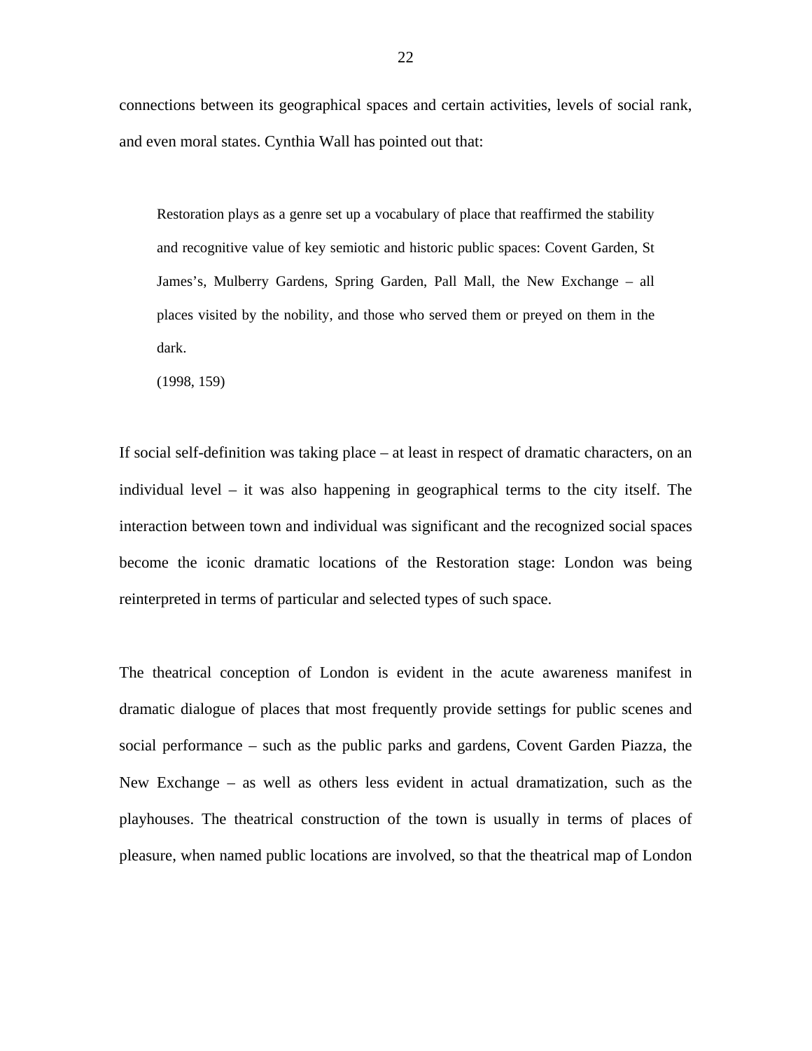connections between its geographical spaces and certain activities, levels of social rank, and even moral states. Cynthia Wall has pointed out that:

> Restoration plays as a genre set up a vocabulary of place that reaffirmed the stability and recognitive value of key semiotic and historic public spaces: Covent Garden, St James's, Mulberry Gardens, Spring Garden, Pall Mall, the New Exchange – all places visited by the nobility, and those who served them or preyed on them in the dark.
>
> (1998, 159)

If social self-definition was taking place – at least in respect of dramatic characters, on an individual level – it was also happening in geographical terms to the city itself. The interaction between town and individual was significant and the recognized social spaces become the iconic dramatic locations of the Restoration stage: London was being reinterpreted in terms of particular and selected types of such space.

The theatrical conception of London is evident in the acute awareness manifest in dramatic dialogue of places that most frequently provide settings for public scenes and social performance – such as the public parks and gardens, Covent Garden Piazza, the New Exchange – as well as others less evident in actual dramatization, such as the playhouses. The theatrical construction of the town is usually in terms of places of pleasure, when named public locations are involved, so that the theatrical map of London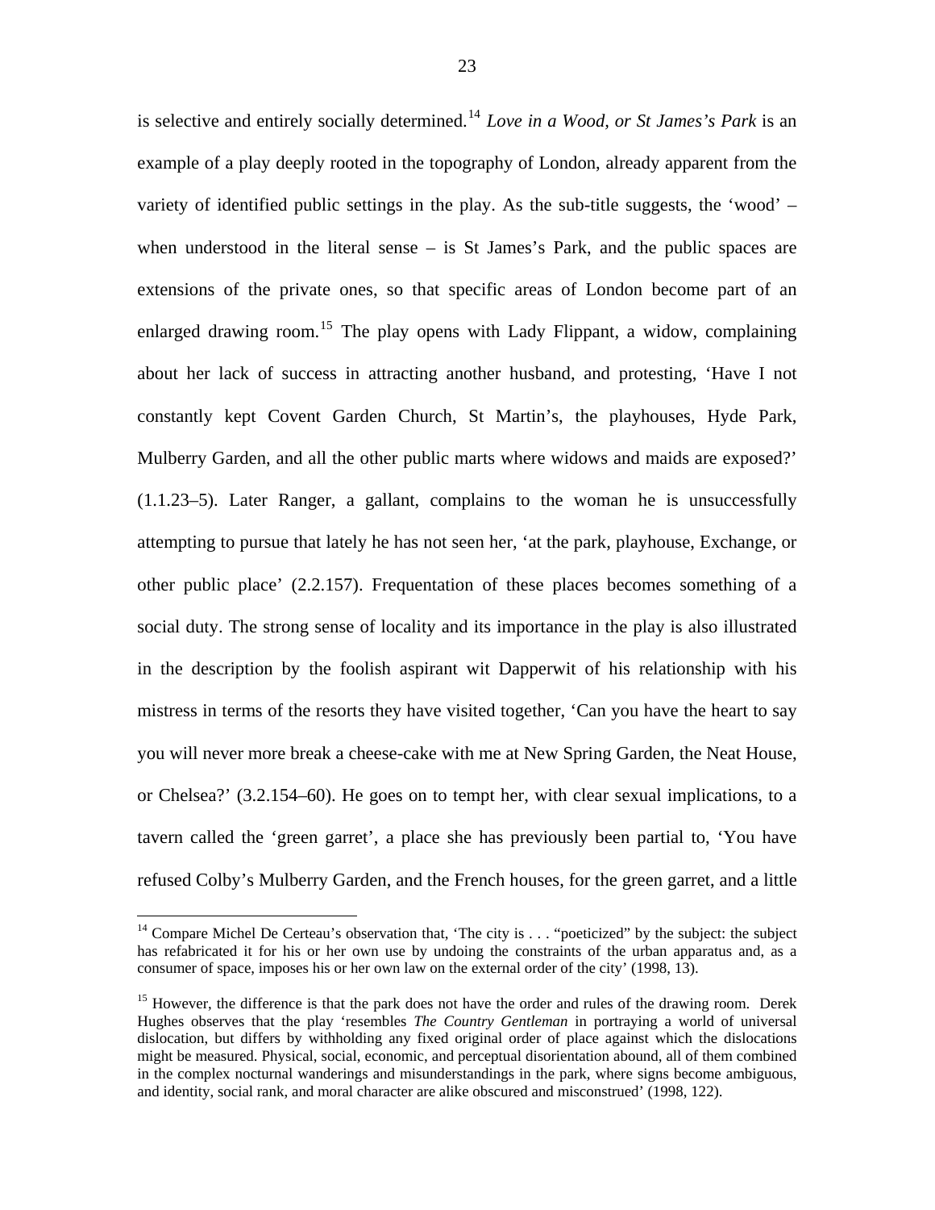is selective and entirely socially determined.[14] *Love in a Wood, or St James's Park* is an example of a play deeply rooted in the topography of London, already apparent from the variety of identified public settings in the play. As the sub-title suggests, the 'wood' – when understood in the literal sense – is St James's Park, and the public spaces are extensions of the private ones, so that specific areas of London become part of an enlarged drawing room.[15] The play opens with Lady Flippant, a widow, complaining about her lack of success in attracting another husband, and protesting, 'Have I not constantly kept Covent Garden Church, St Martin's, the playhouses, Hyde Park, Mulberry Garden, and all the other public marts where widows and maids are exposed?' (1.1.23–5). Later Ranger, a gallant, complains to the woman he is unsuccessfully attempting to pursue that lately he has not seen her, 'at the park, playhouse, Exchange, or other public place' (2.2.157). Frequentation of these places becomes something of a social duty. The strong sense of locality and its importance in the play is also illustrated in the description by the foolish aspirant wit Dapperwit of his relationship with his mistress in terms of the resorts they have visited together, 'Can you have the heart to say you will never more break a cheese-cake with me at New Spring Garden, the Neat House, or Chelsea?' (3.2.154–60). He goes on to tempt her, with clear sexual implications, to a tavern called the 'green garret', a place she has previously been partial to, 'You have refused Colby's Mulberry Garden, and the French houses, for the green garret, and a little

---

[14] Compare Michel De Certeau's observation that, 'The city is . . . "poeticized" by the subject: the subject has refabricated it for his or her own use by undoing the constraints of the urban apparatus and, as a consumer of space, imposes his or her own law on the external order of the city' (1998, 13).

[15] However, the difference is that the park does not have the order and rules of the drawing room. Derek Hughes observes that the play 'resembles *The Country Gentleman* in portraying a world of universal dislocation, but differs by withholding any fixed original order of place against which the dislocations might be measured. Physical, social, economic, and perceptual disorientation abound, all of them combined in the complex nocturnal wanderings and misunderstandings in the park, where signs become ambiguous, and identity, social rank, and moral character are alike obscured and misconstrued' (1998, 122).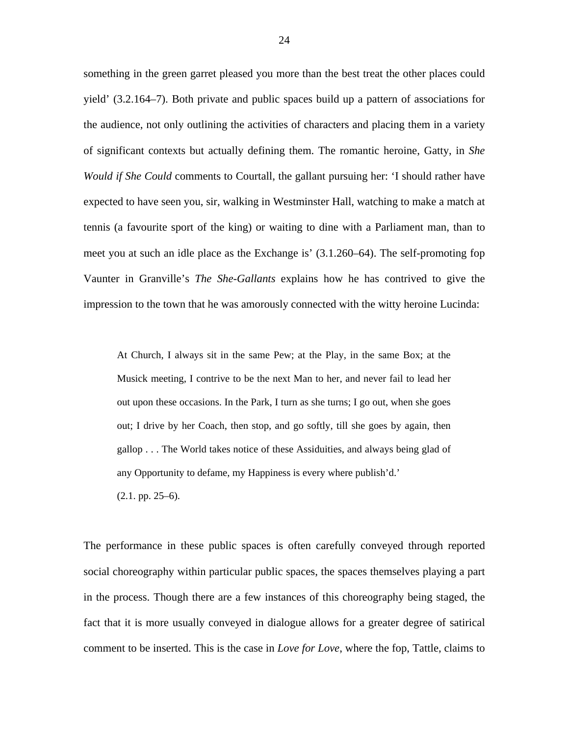something in the green garret pleased you more than the best treat the other places could yield' (3.2.164–7). Both private and public spaces build up a pattern of associations for the audience, not only outlining the activities of characters and placing them in a variety of significant contexts but actually defining them. The romantic heroine, Gatty, in *She Would if She Could* comments to Courtall, the gallant pursuing her: 'I should rather have expected to have seen you, sir, walking in Westminster Hall, watching to make a match at tennis (a favourite sport of the king) or waiting to dine with a Parliament man, than to meet you at such an idle place as the Exchange is' (3.1.260–64). The self-promoting fop Vaunter in Granville's *The She-Gallants* explains how he has contrived to give the impression to the town that he was amorously connected with the witty heroine Lucinda:

> At Church, I always sit in the same Pew; at the Play, in the same Box; at the Musick meeting, I contrive to be the next Man to her, and never fail to lead her out upon these occasions. In the Park, I turn as she turns; I go out, when she goes out; I drive by her Coach, then stop, and go softly, till she goes by again, then gallop . . . The World takes notice of these Assiduities, and always being glad of any Opportunity to defame, my Happiness is every where publish'd.'
> (2.1. pp. 25–6).

The performance in these public spaces is often carefully conveyed through reported social choreography within particular public spaces, the spaces themselves playing a part in the process. Though there are a few instances of this choreography being staged, the fact that it is more usually conveyed in dialogue allows for a greater degree of satirical comment to be inserted. This is the case in *Love for Love*, where the fop, Tattle, claims to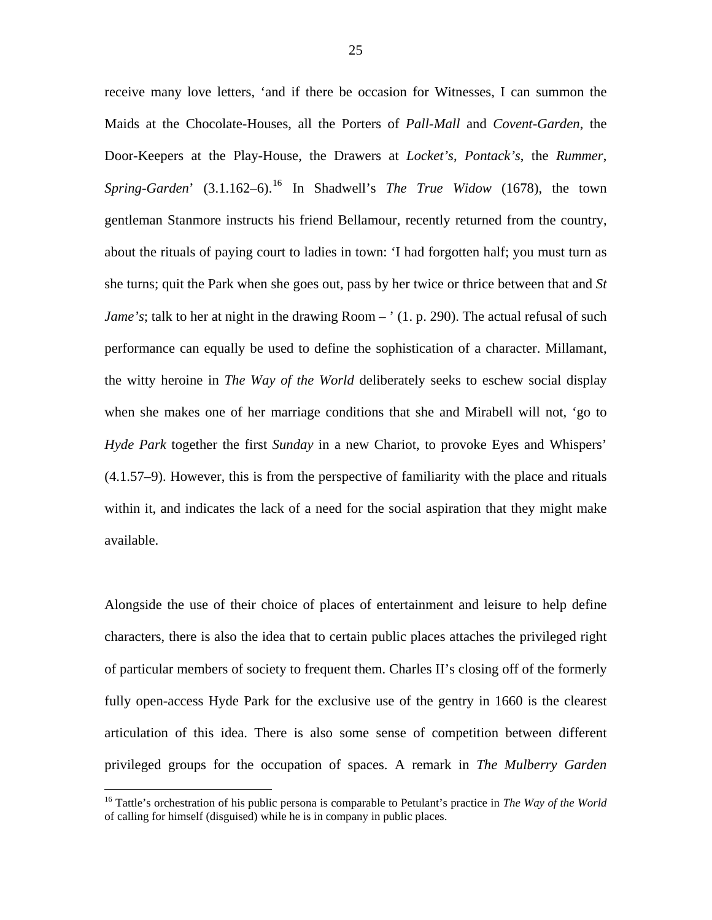receive many love letters, 'and if there be occasion for Witnesses, I can summon the Maids at the Chocolate-Houses, all the Porters of *Pall-Mall* and *Covent-Garden*, the Door-Keepers at the Play-House, the Drawers at *Locket's*, *Pontack's*, the *Rummer*, *Spring-Garden*' (3.1.162–6).[16] In Shadwell's *The True Widow* (1678), the town gentleman Stanmore instructs his friend Bellamour, recently returned from the country, about the rituals of paying court to ladies in town: 'I had forgotten half; you must turn as she turns; quit the Park when she goes out, pass by her twice or thrice between that and *St Jame's*; talk to her at night in the drawing Room – ' (1. p. 290). The actual refusal of such performance can equally be used to define the sophistication of a character. Millamant, the witty heroine in *The Way of the World* deliberately seeks to eschew social display when she makes one of her marriage conditions that she and Mirabell will not, 'go to *Hyde Park* together the first *Sunday* in a new Chariot, to provoke Eyes and Whispers' (4.1.57–9). However, this is from the perspective of familiarity with the place and rituals within it, and indicates the lack of a need for the social aspiration that they might make available.

Alongside the use of their choice of places of entertainment and leisure to help define characters, there is also the idea that to certain public places attaches the privileged right of particular members of society to frequent them. Charles II's closing off of the formerly fully open-access Hyde Park for the exclusive use of the gentry in 1660 is the clearest articulation of this idea. There is also some sense of competition between different privileged groups for the occupation of spaces. A remark in *The Mulberry Garden*

[16] Tattle's orchestration of his public persona is comparable to Petulant's practice in *The Way of the World* of calling for himself (disguised) while he is in company in public places.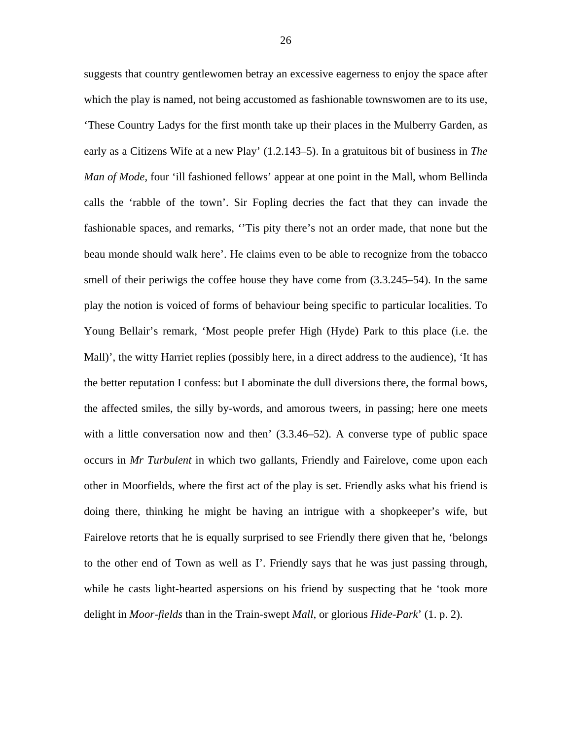suggests that country gentlewomen betray an excessive eagerness to enjoy the space after which the play is named, not being accustomed as fashionable townswomen are to its use, 'These Country Ladys for the first month take up their places in the Mulberry Garden, as early as a Citizens Wife at a new Play' (1.2.143–5). In a gratuitous bit of business in *The Man of Mode*, four 'ill fashioned fellows' appear at one point in the Mall, whom Bellinda calls the 'rabble of the town'. Sir Fopling decries the fact that they can invade the fashionable spaces, and remarks, ''Tis pity there's not an order made, that none but the beau monde should walk here'. He claims even to be able to recognize from the tobacco smell of their periwigs the coffee house they have come from (3.3.245–54). In the same play the notion is voiced of forms of behaviour being specific to particular localities. To Young Bellair's remark, 'Most people prefer High (Hyde) Park to this place (i.e. the Mall)', the witty Harriet replies (possibly here, in a direct address to the audience), 'It has the better reputation I confess: but I abominate the dull diversions there, the formal bows, the affected smiles, the silly by-words, and amorous tweers, in passing; here one meets with a little conversation now and then' (3.3.46–52). A converse type of public space occurs in *Mr Turbulent* in which two gallants, Friendly and Fairelove, come upon each other in Moorfields, where the first act of the play is set. Friendly asks what his friend is doing there, thinking he might be having an intrigue with a shopkeeper's wife, but Fairelove retorts that he is equally surprised to see Friendly there given that he, 'belongs to the other end of Town as well as I'. Friendly says that he was just passing through, while he casts light-hearted aspersions on his friend by suspecting that he 'took more delight in *Moor-fields* than in the Train-swept *Mall*, or glorious *Hide-Park*' (1. p. 2).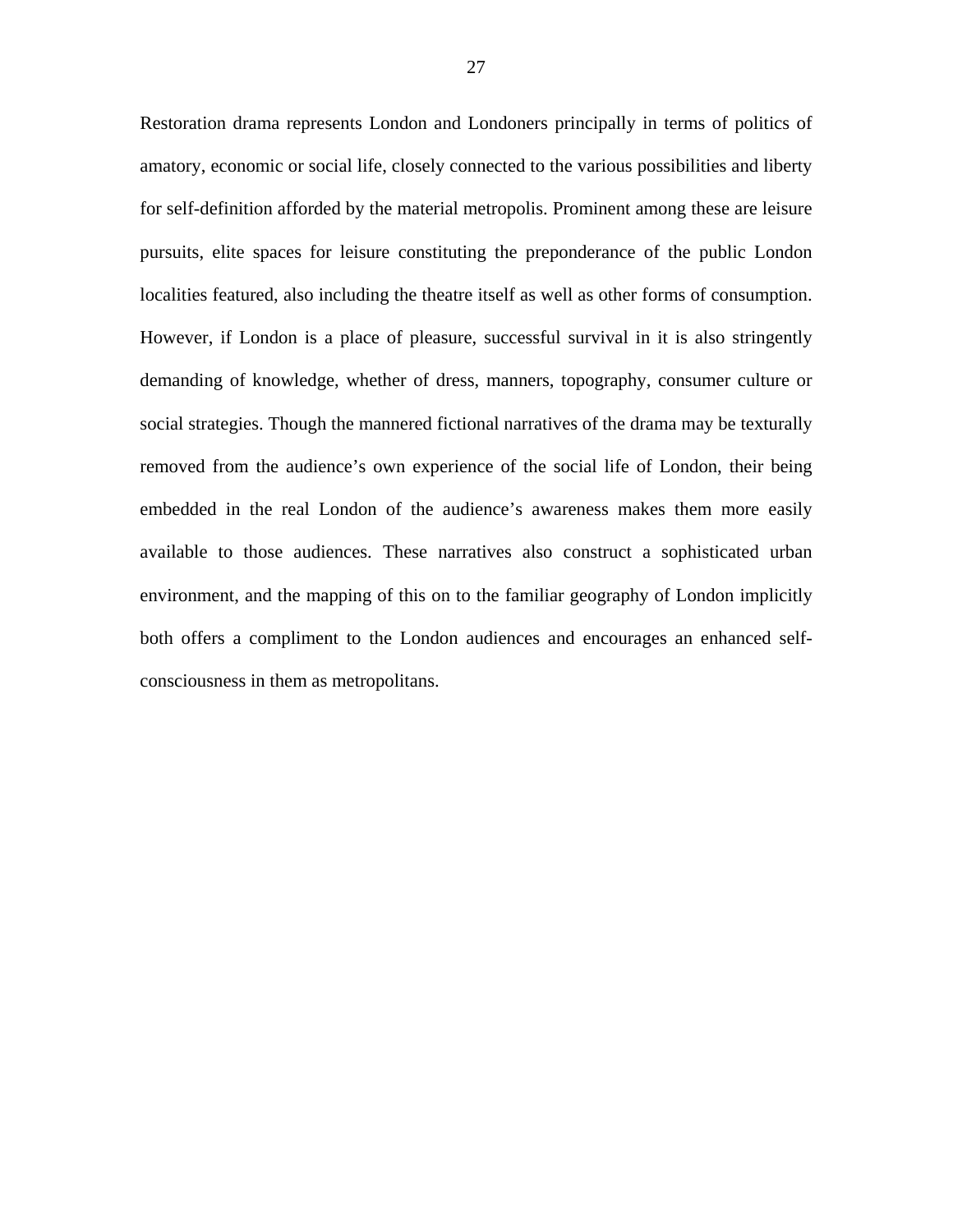Restoration drama represents London and Londoners principally in terms of politics of amatory, economic or social life, closely connected to the various possibilities and liberty for self-definition afforded by the material metropolis. Prominent among these are leisure pursuits, elite spaces for leisure constituting the preponderance of the public London localities featured, also including the theatre itself as well as other forms of consumption. However, if London is a place of pleasure, successful survival in it is also stringently demanding of knowledge, whether of dress, manners, topography, consumer culture or social strategies. Though the mannered fictional narratives of the drama may be texturally removed from the audience's own experience of the social life of London, their being embedded in the real London of the audience's awareness makes them more easily available to those audiences. These narratives also construct a sophisticated urban environment, and the mapping of this on to the familiar geography of London implicitly both offers a compliment to the London audiences and encourages an enhanced self-consciousness in them as metropolitans.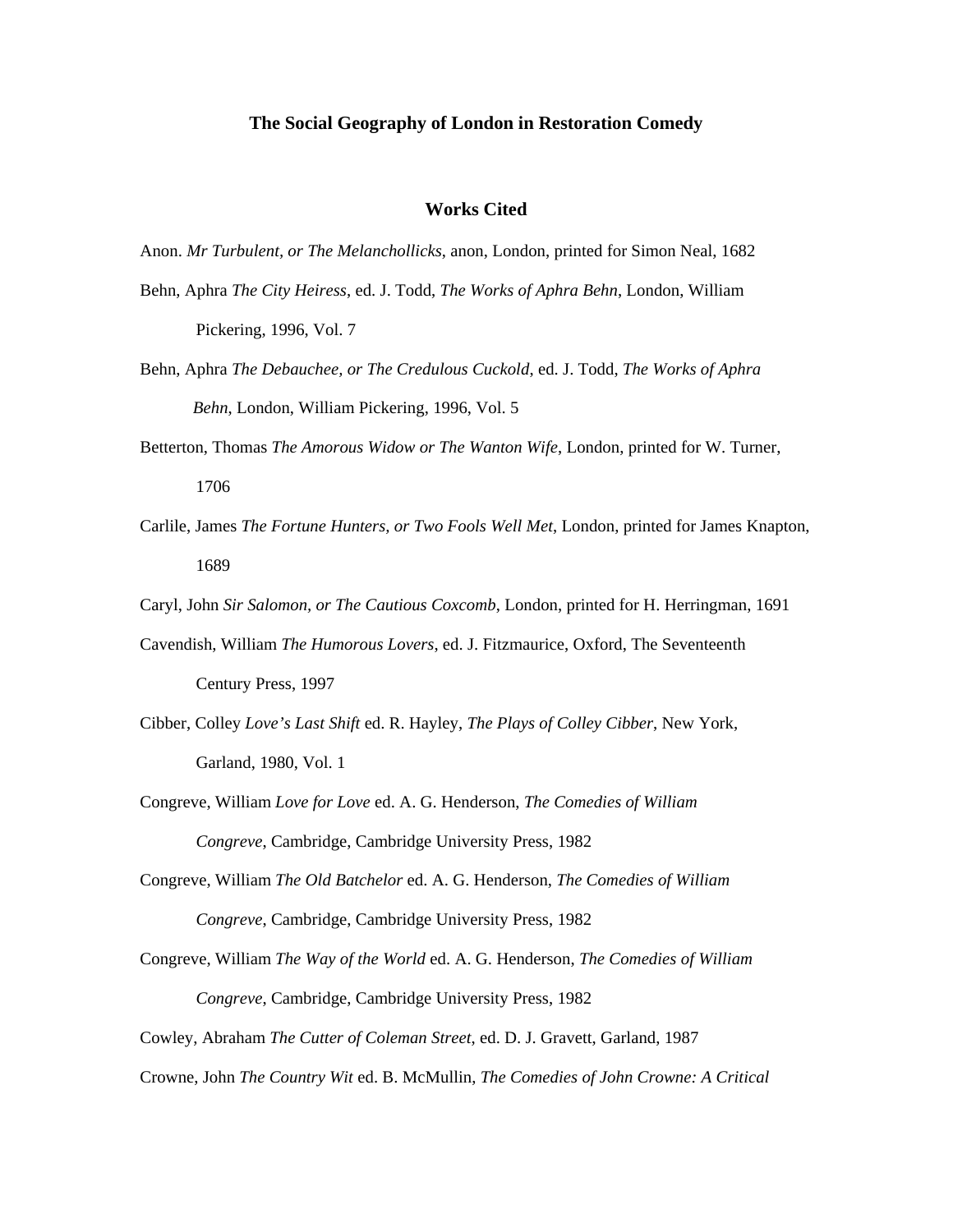**The Social Geography of London in Restoration Comedy**

## Works Cited

Anon. *Mr Turbulent, or The Melanchollicks*, anon, London, printed for Simon Neal, 1682

Behn, Aphra *The City Heiress*, ed. J. Todd, *The Works of Aphra Behn*, London, William Pickering, 1996, Vol. 7

Behn, Aphra *The Debauchee, or The Credulous Cuckold*, ed. J. Todd, *The Works of Aphra Behn*, London, William Pickering, 1996, Vol. 5

Betterton, Thomas *The Amorous Widow or The Wanton Wife*, London, printed for W. Turner, 1706

Carlile, James *The Fortune Hunters, or Two Fools Well Met*, London, printed for James Knapton, 1689

Caryl, John *Sir Salomon, or The Cautious Coxcomb*, London, printed for H. Herringman, 1691

Cavendish, William *The Humorous Lovers*, ed. J. Fitzmaurice, Oxford, The Seventeenth Century Press, 1997

Cibber, Colley *Love's Last Shift* ed. R. Hayley, *The Plays of Colley Cibber*, New York, Garland, 1980, Vol. 1

Congreve, William *Love for Love* ed. A. G. Henderson, *The Comedies of William Congreve*, Cambridge, Cambridge University Press, 1982

Congreve, William *The Old Batchelor* ed. A. G. Henderson, *The Comedies of William Congreve*, Cambridge, Cambridge University Press, 1982

Congreve, William *The Way of the World* ed. A. G. Henderson, *The Comedies of William Congreve*, Cambridge, Cambridge University Press, 1982

Cowley, Abraham *The Cutter of Coleman Street*, ed. D. J. Gravett, Garland, 1987

Crowne, John *The Country Wit* ed. B. McMullin, *The Comedies of John Crowne: A Critical*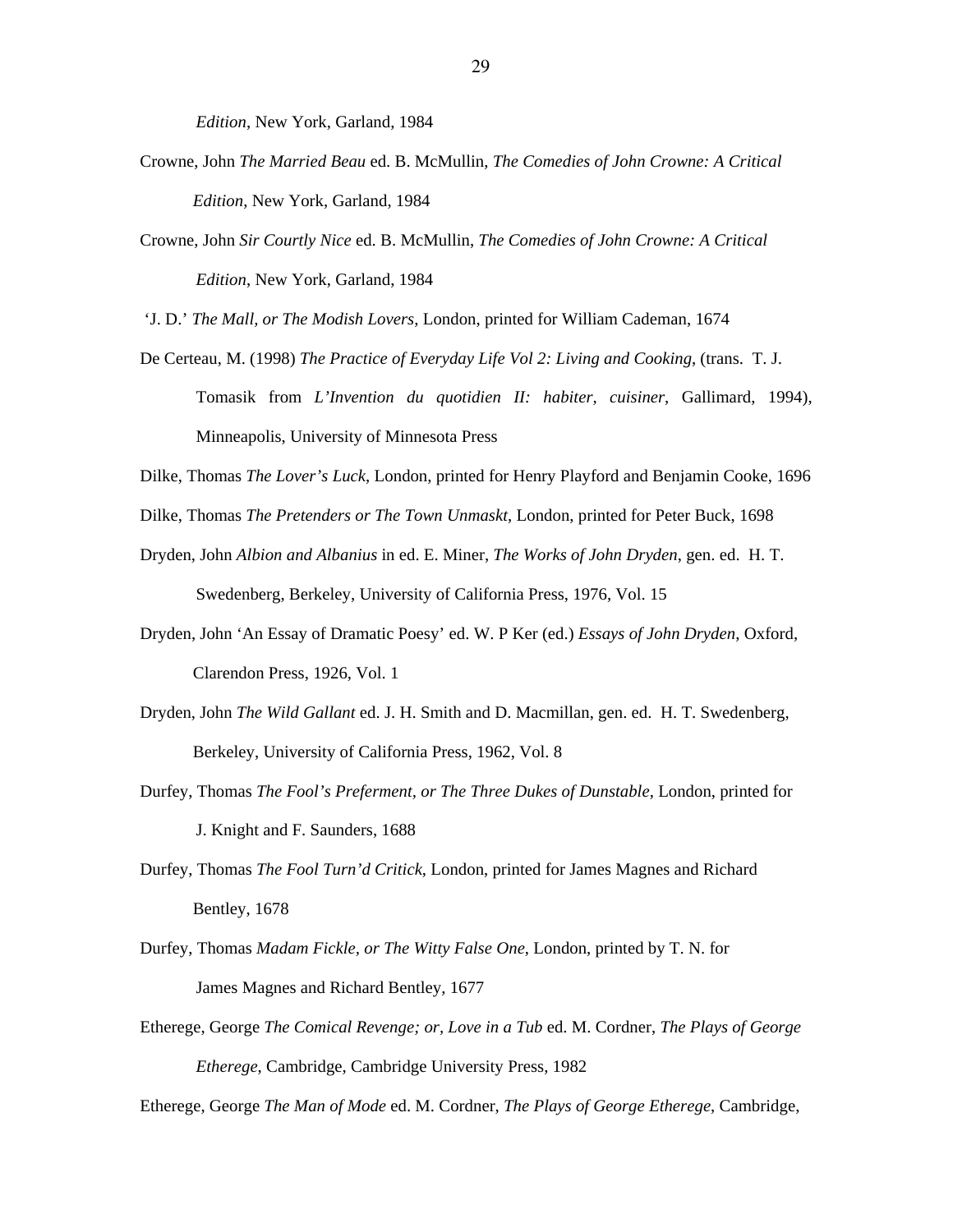*Edition*, New York, Garland, 1984

Crowne, John *The Married Beau* ed. B. McMullin, *The Comedies of John Crowne: A Critical Edition*, New York, Garland, 1984

Crowne, John *Sir Courtly Nice* ed. B. McMullin, *The Comedies of John Crowne: A Critical Edition*, New York, Garland, 1984

'J. D.' *The Mall, or The Modish Lovers*, London, printed for William Cademan, 1674

De Certeau, M. (1998) *The Practice of Everyday Life Vol 2: Living and Cooking*, (trans. T. J. Tomasik from *L'Invention du quotidien II: habiter, cuisiner*, Gallimard, 1994), Minneapolis, University of Minnesota Press

Dilke, Thomas *The Lover's Luck*, London, printed for Henry Playford and Benjamin Cooke, 1696

Dilke, Thomas *The Pretenders or The Town Unmaskt*, London, printed for Peter Buck, 1698

Dryden, John *Albion and Albanius* in ed. E. Miner, *The Works of John Dryden*, gen. ed. H. T. Swedenberg, Berkeley, University of California Press, 1976, Vol. 15

Dryden, John 'An Essay of Dramatic Poesy' ed. W. P Ker (ed.) *Essays of John Dryden*, Oxford, Clarendon Press, 1926, Vol. 1

Dryden, John *The Wild Gallant* ed. J. H. Smith and D. Macmillan, gen. ed. H. T. Swedenberg, Berkeley, University of California Press, 1962, Vol. 8

Durfey, Thomas *The Fool's Preferment, or The Three Dukes of Dunstable*, London, printed for J. Knight and F. Saunders, 1688

Durfey, Thomas *The Fool Turn'd Critick*, London, printed for James Magnes and Richard Bentley, 1678

Durfey, Thomas *Madam Fickle, or The Witty False One*, London, printed by T. N. for James Magnes and Richard Bentley, 1677

Etherege, George *The Comical Revenge; or, Love in a Tub* ed. M. Cordner, *The Plays of George Etherege*, Cambridge, Cambridge University Press, 1982

Etherege, George *The Man of Mode* ed. M. Cordner, *The Plays of George Etherege*, Cambridge,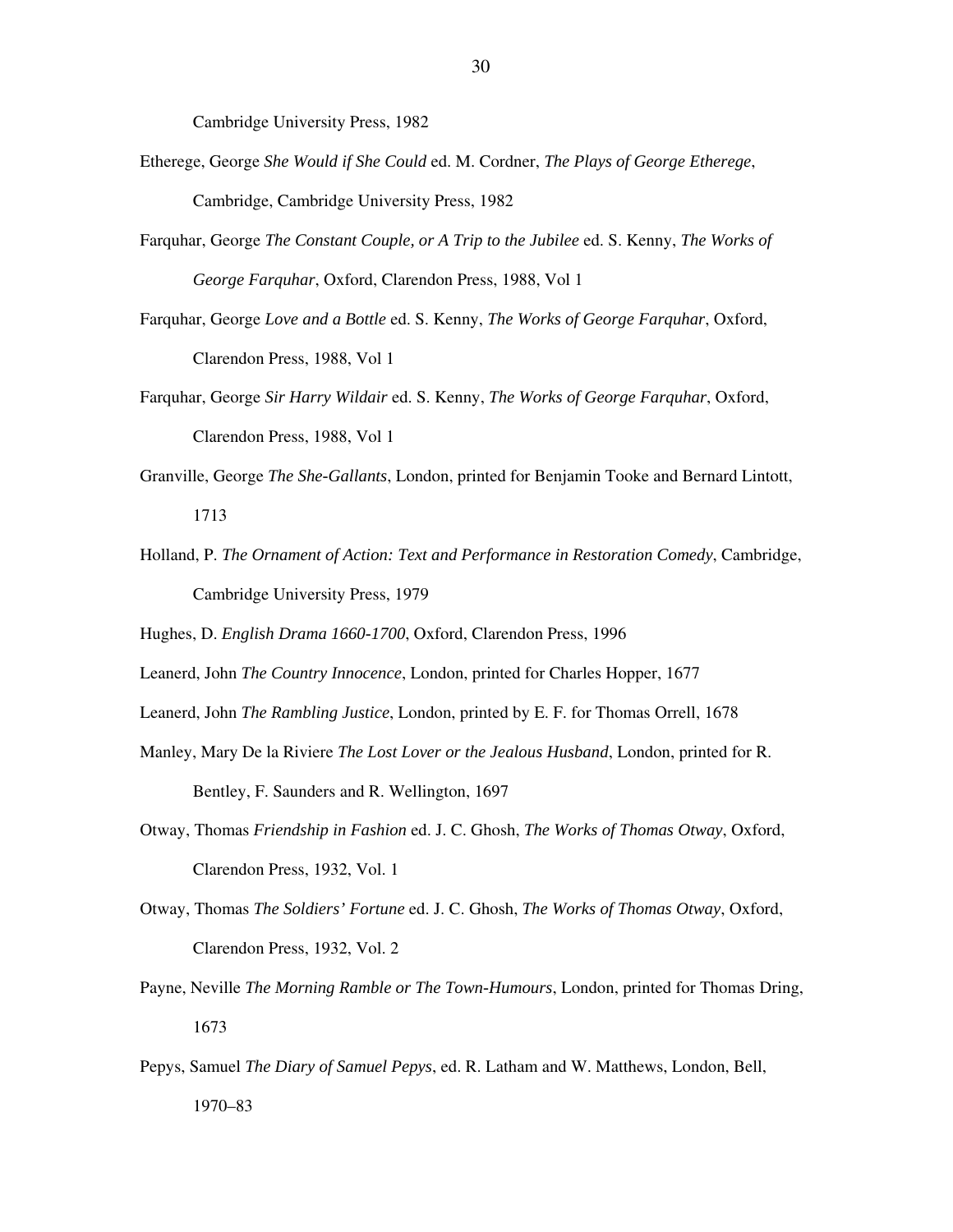Cambridge University Press, 1982

Etherege, George *She Would if She Could* ed. M. Cordner, *The Plays of George Etherege*, Cambridge, Cambridge University Press, 1982

Farquhar, George *The Constant Couple, or A Trip to the Jubilee* ed. S. Kenny, *The Works of George Farquhar*, Oxford, Clarendon Press, 1988, Vol 1

Farquhar, George *Love and a Bottle* ed. S. Kenny, *The Works of George Farquhar*, Oxford, Clarendon Press, 1988, Vol 1

Farquhar, George *Sir Harry Wildair* ed. S. Kenny, *The Works of George Farquhar*, Oxford, Clarendon Press, 1988, Vol 1

Granville, George *The She-Gallants*, London, printed for Benjamin Tooke and Bernard Lintott, 1713

Holland, P. *The Ornament of Action: Text and Performance in Restoration Comedy*, Cambridge, Cambridge University Press, 1979

Hughes, D. *English Drama 1660-1700*, Oxford, Clarendon Press, 1996

Leanerd, John *The Country Innocence*, London, printed for Charles Hopper, 1677

Leanerd, John *The Rambling Justice*, London, printed by E. F. for Thomas Orrell, 1678

Manley, Mary De la Riviere *The Lost Lover or the Jealous Husband*, London, printed for R. Bentley, F. Saunders and R. Wellington, 1697

Otway, Thomas *Friendship in Fashion* ed. J. C. Ghosh, *The Works of Thomas Otway*, Oxford, Clarendon Press, 1932, Vol. 1

Otway, Thomas *The Soldiers' Fortune* ed. J. C. Ghosh, *The Works of Thomas Otway*, Oxford, Clarendon Press, 1932, Vol. 2

Payne, Neville *The Morning Ramble or The Town-Humours*, London, printed for Thomas Dring, 1673

Pepys, Samuel *The Diary of Samuel Pepys*, ed. R. Latham and W. Matthews, London, Bell, 1970–83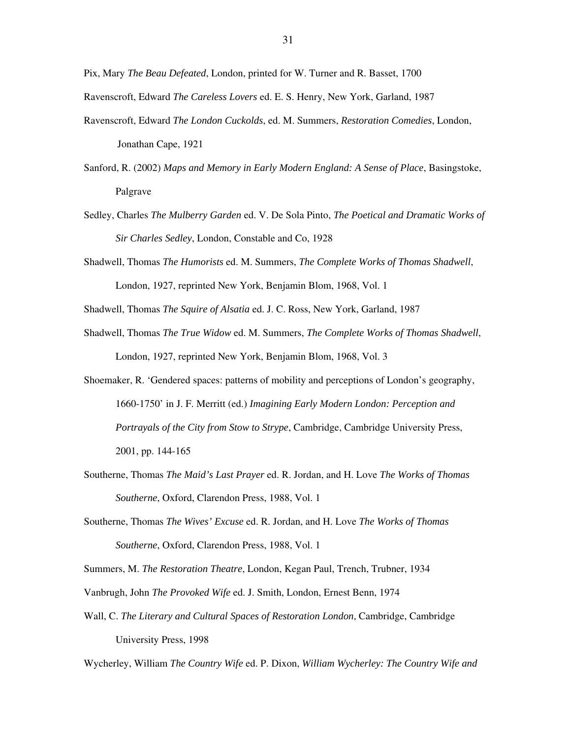Pix, Mary *The Beau Defeated*, London, printed for W. Turner and R. Basset, 1700

Ravenscroft, Edward *The Careless Lovers* ed. E. S. Henry, New York, Garland, 1987

Ravenscroft, Edward *The London Cuckolds*, ed. M. Summers, *Restoration Comedies*, London, Jonathan Cape, 1921

Sanford, R. (2002) *Maps and Memory in Early Modern England: A Sense of Place*, Basingstoke, Palgrave

Sedley, Charles *The Mulberry Garden* ed. V. De Sola Pinto, *The Poetical and Dramatic Works of Sir Charles Sedley*, London, Constable and Co, 1928

Shadwell, Thomas *The Humorists* ed. M. Summers, *The Complete Works of Thomas Shadwell*, London, 1927, reprinted New York, Benjamin Blom, 1968, Vol. 1

Shadwell, Thomas *The Squire of Alsatia* ed. J. C. Ross, New York, Garland, 1987

Shadwell, Thomas *The True Widow* ed. M. Summers, *The Complete Works of Thomas Shadwell*, London, 1927, reprinted New York, Benjamin Blom, 1968, Vol. 3

Shoemaker, R. 'Gendered spaces: patterns of mobility and perceptions of London's geography, 1660-1750' in J. F. Merritt (ed.) *Imagining Early Modern London: Perception and Portrayals of the City from Stow to Strype*, Cambridge, Cambridge University Press, 2001, pp. 144-165

Southerne, Thomas *The Maid's Last Prayer* ed. R. Jordan, and H. Love *The Works of Thomas Southerne*, Oxford, Clarendon Press, 1988, Vol. 1

Southerne, Thomas *The Wives' Excuse* ed. R. Jordan, and H. Love *The Works of Thomas Southerne*, Oxford, Clarendon Press, 1988, Vol. 1

Summers, M. *The Restoration Theatre*, London, Kegan Paul, Trench, Trubner, 1934

Vanbrugh, John *The Provoked Wife* ed. J. Smith, London, Ernest Benn, 1974

Wall, C. *The Literary and Cultural Spaces of Restoration London*, Cambridge, Cambridge University Press, 1998

Wycherley, William *The Country Wife* ed. P. Dixon, *William Wycherley: The Country Wife and*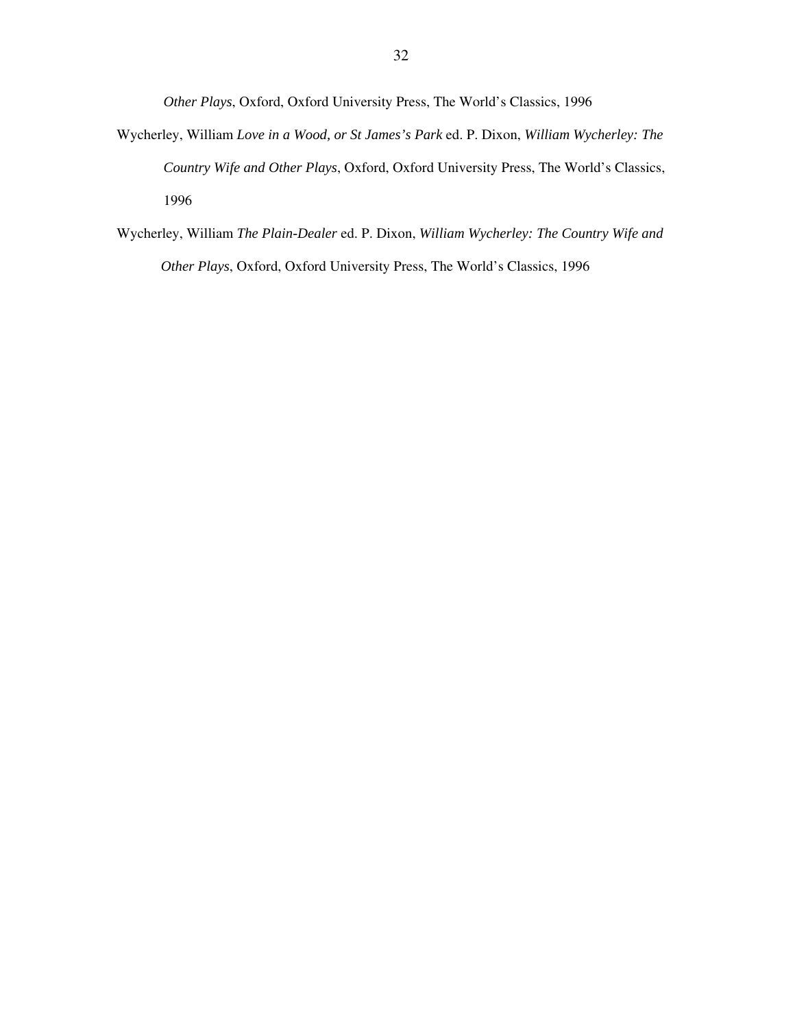*Other Plays*, Oxford, Oxford University Press, The World's Classics, 1996

Wycherley, William *Love in a Wood, or St James's Park* ed. P. Dixon, *William Wycherley: The Country Wife and Other Plays*, Oxford, Oxford University Press, The World's Classics, 1996

Wycherley, William *The Plain-Dealer* ed. P. Dixon, *William Wycherley: The Country Wife and Other Plays*, Oxford, Oxford University Press, The World's Classics, 1996